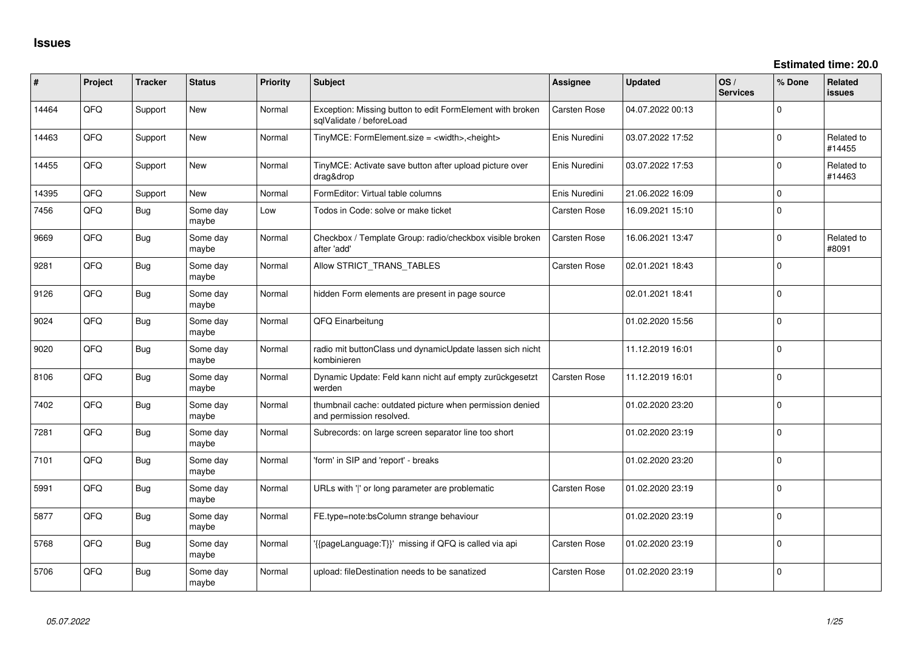# Issues

**Estimated time: 20.0**

| # | Project | Tracker | Status | Priority | Subject | Assignee | Updated | OS / Services | % Done | Related issues |
|---|---|---|---|---|---|---|---|---|---|---|
| 14464 | QFQ | Support | New | Normal | Exception: Missing button to edit FormElement with broken sqlValidate / beforeLoad | Carsten Rose | 04.07.2022 00:13 | | 0 | |
| 14463 | QFQ | Support | New | Normal | TinyMCE: FormElement.size = <width>,<height> | Enis Nuredini | 03.07.2022 17:52 | | 0 | Related to #14455 |
| 14455 | QFQ | Support | New | Normal | TinyMCE: Activate save button after upload picture over drag&drop | Enis Nuredini | 03.07.2022 17:53 | | 0 | Related to #14463 |
| 14395 | QFQ | Support | New | Normal | FormEditor: Virtual table columns | Enis Nuredini | 21.06.2022 16:09 | | 0 | |
| 7456 | QFQ | Bug | Some day maybe | Low | Todos in Code: solve or make ticket | Carsten Rose | 16.09.2021 15:10 | | 0 | |
| 9669 | QFQ | Bug | Some day maybe | Normal | Checkbox / Template Group: radio/checkbox visible broken after 'add' | Carsten Rose | 16.06.2021 13:47 | | 0 | Related to #8091 |
| 9281 | QFQ | Bug | Some day maybe | Normal | Allow STRICT_TRANS_TABLES | Carsten Rose | 02.01.2021 18:43 | | 0 | |
| 9126 | QFQ | Bug | Some day maybe | Normal | hidden Form elements are present in page source | | 02.01.2021 18:41 | | 0 | |
| 9024 | QFQ | Bug | Some day maybe | Normal | QFQ Einarbeitung | | 01.02.2020 15:56 | | 0 | |
| 9020 | QFQ | Bug | Some day maybe | Normal | radio mit buttonClass und dynamicUpdate lassen sich nicht kombinieren | | 11.12.2019 16:01 | | 0 | |
| 8106 | QFQ | Bug | Some day maybe | Normal | Dynamic Update: Feld kann nicht auf empty zurückgesetzt werden | Carsten Rose | 11.12.2019 16:01 | | 0 | |
| 7402 | QFQ | Bug | Some day maybe | Normal | thumbnail cache: outdated picture when permission denied and permission resolved. | | 01.02.2020 23:20 | | 0 | |
| 7281 | QFQ | Bug | Some day maybe | Normal | Subrecords: on large screen separator line too short | | 01.02.2020 23:19 | | 0 | |
| 7101 | QFQ | Bug | Some day maybe | Normal | 'form' in SIP and 'report' - breaks | | 01.02.2020 23:20 | | 0 | |
| 5991 | QFQ | Bug | Some day maybe | Normal | URLs with ' ' or long parameter are problematic | Carsten Rose | 01.02.2020 23:19 | | 0 | |
| 5877 | QFQ | Bug | Some day maybe | Normal | FE.type=note:bsColumn strange behaviour | | 01.02.2020 23:19 | | 0 | |
| 5768 | QFQ | Bug | Some day maybe | Normal | '{{pageLanguage:T}}' missing if QFQ is called via api | Carsten Rose | 01.02.2020 23:19 | | 0 | |
| 5706 | QFQ | Bug | Some day maybe | Normal | upload: fileDestination needs to be sanatized | Carsten Rose | 01.02.2020 23:19 | | 0 | |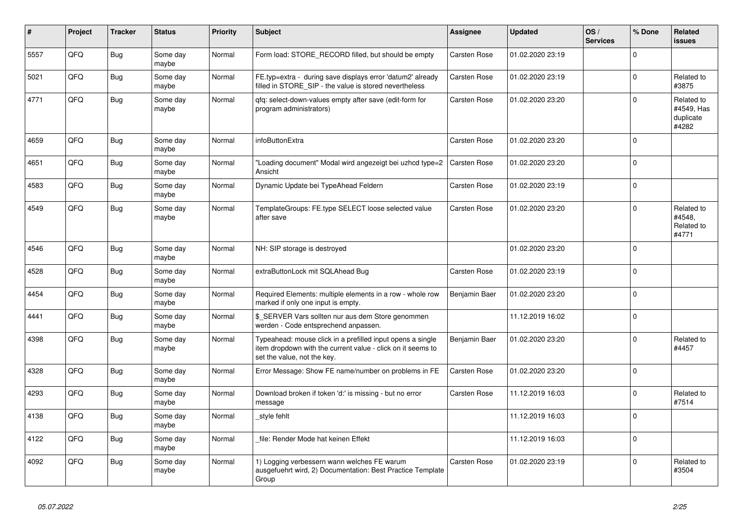| # | Project | Tracker | Status | Priority | Subject | Assignee | Updated | OS / Services | % Done | Related issues |
|---|---|---|---|---|---|---|---|---|---|---|
| 5557 | QFQ | Bug | Some day maybe | Normal | Form load: STORE_RECORD filled, but should be empty | Carsten Rose | 01.02.2020 23:19 | | 0 | |
| 5021 | QFQ | Bug | Some day maybe | Normal | FE.typ=extra - during save displays error 'datum2' already filled in STORE_SIP - the value is stored nevertheless | Carsten Rose | 01.02.2020 23:19 | | 0 | Related to #3875 |
| 4771 | QFQ | Bug | Some day maybe | Normal | qfq: select-down-values empty after save (edit-form for program administrators) | Carsten Rose | 01.02.2020 23:20 | | 0 | Related to #4549, Has duplicate #4282 |
| 4659 | QFQ | Bug | Some day maybe | Normal | infoButtonExtra | Carsten Rose | 01.02.2020 23:20 | | 0 | |
| 4651 | QFQ | Bug | Some day maybe | Normal | "Loading document" Modal wird angezeigt bei uzhcd type=2 Ansicht | Carsten Rose | 01.02.2020 23:20 | | 0 | |
| 4583 | QFQ | Bug | Some day maybe | Normal | Dynamic Update bei TypeAhead Feldern | Carsten Rose | 01.02.2020 23:19 | | 0 | |
| 4549 | QFQ | Bug | Some day maybe | Normal | TemplateGroups: FE.type SELECT loose selected value after save | Carsten Rose | 01.02.2020 23:20 | | 0 | Related to #4548, Related to #4771 |
| 4546 | QFQ | Bug | Some day maybe | Normal | NH: SIP storage is destroyed | | 01.02.2020 23:20 | | 0 | |
| 4528 | QFQ | Bug | Some day maybe | Normal | extraButtonLock mit SQLAhead Bug | Carsten Rose | 01.02.2020 23:19 | | 0 | |
| 4454 | QFQ | Bug | Some day maybe | Normal | Required Elements: multiple elements in a row - whole row marked if only one input is empty. | Benjamin Baer | 01.02.2020 23:20 | | 0 | |
| 4441 | QFQ | Bug | Some day maybe | Normal | $_SERVER Vars sollten nur aus dem Store genommen werden - Code entsprechend anpassen. | | 11.12.2019 16:02 | | 0 | |
| 4398 | QFQ | Bug | Some day maybe | Normal | Typeahead: mouse click in a prefilled input opens a single item dropdown with the current value - click on it seems to set the value, not the key. | Benjamin Baer | 01.02.2020 23:20 | | 0 | Related to #4457 |
| 4328 | QFQ | Bug | Some day maybe | Normal | Error Message: Show FE name/number on problems in FE | Carsten Rose | 01.02.2020 23:20 | | 0 | |
| 4293 | QFQ | Bug | Some day maybe | Normal | Download broken if token 'd:' is missing - but no error message | Carsten Rose | 11.12.2019 16:03 | | 0 | Related to #7514 |
| 4138 | QFQ | Bug | Some day maybe | Normal | _style fehlt | | 11.12.2019 16:03 | | 0 | |
| 4122 | QFQ | Bug | Some day maybe | Normal | _file: Render Mode hat keinen Effekt | | 11.12.2019 16:03 | | 0 | |
| 4092 | QFQ | Bug | Some day maybe | Normal | 1) Logging verbessern wann welches FE warum ausgefuehrt wird, 2) Documentation: Best Practice Template Group | Carsten Rose | 01.02.2020 23:19 | | 0 | Related to #3504 |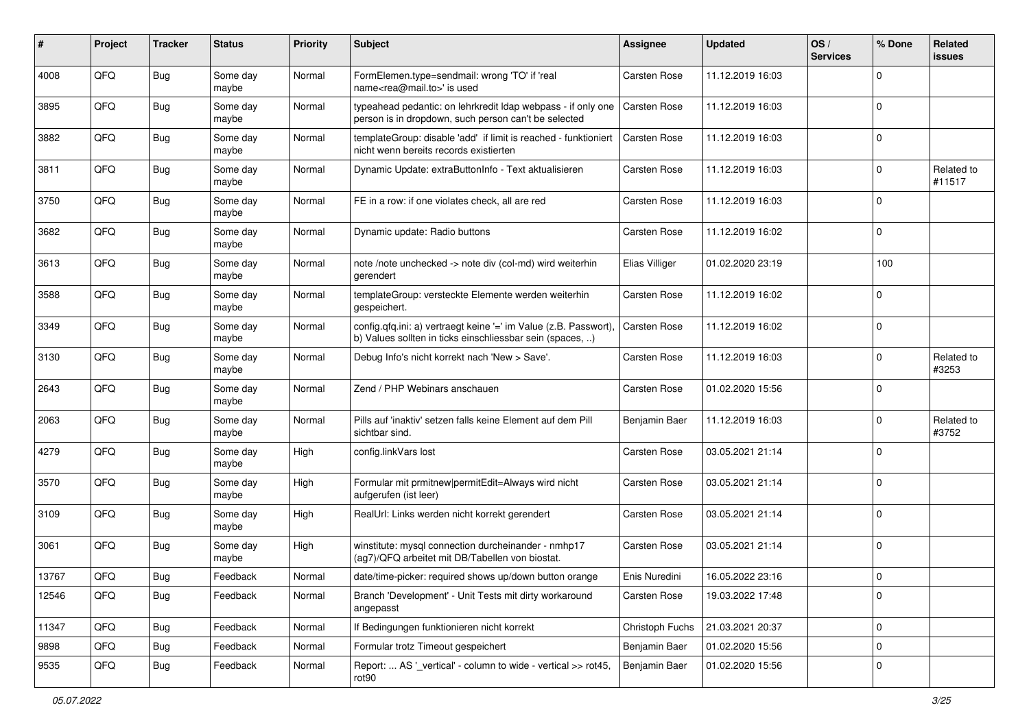| # | Project | Tracker | Status | Priority | Subject | Assignee | Updated | OS / Services | % Done | Related issues |
|---|---|---|---|---|---|---|---|---|---|---|
| 4008 | QFQ | Bug | Some day maybe | Normal | FormElemen.type=sendmail: wrong 'TO' if 'real name<rea@mail.to>' is used | Carsten Rose | 11.12.2019 16:03 | | 0 | |
| 3895 | QFQ | Bug | Some day maybe | Normal | typeahead pedantic: on lehrkredit ldap webpass - if only one person is in dropdown, such person can't be selected | Carsten Rose | 11.12.2019 16:03 | | 0 | |
| 3882 | QFQ | Bug | Some day maybe | Normal | templateGroup: disable 'add' if limit is reached - funktioniert nicht wenn bereits records existierten | Carsten Rose | 11.12.2019 16:03 | | 0 | |
| 3811 | QFQ | Bug | Some day maybe | Normal | Dynamic Update: extraButtonInfo - Text aktualisieren | Carsten Rose | 11.12.2019 16:03 | | 0 | Related to #11517 |
| 3750 | QFQ | Bug | Some day maybe | Normal | FE in a row: if one violates check, all are red | Carsten Rose | 11.12.2019 16:03 | | 0 | |
| 3682 | QFQ | Bug | Some day maybe | Normal | Dynamic update: Radio buttons | Carsten Rose | 11.12.2019 16:02 | | 0 | |
| 3613 | QFQ | Bug | Some day maybe | Normal | note /note unchecked -> note div (col-md) wird weiterhin gerendert | Elias Villiger | 01.02.2020 23:19 | | 100 | |
| 3588 | QFQ | Bug | Some day maybe | Normal | templateGroup: versteckte Elemente werden weiterhin gespeichert. | Carsten Rose | 11.12.2019 16:02 | | 0 | |
| 3349 | QFQ | Bug | Some day maybe | Normal | config.qfq.ini: a) vertraegt keine '=' im Value (z.B. Passwort), b) Values sollten in ticks einschliessbar sein (spaces, ..) | Carsten Rose | 11.12.2019 16:02 | | 0 | |
| 3130 | QFQ | Bug | Some day maybe | Normal | Debug Info's nicht korrekt nach 'New > Save'. | Carsten Rose | 11.12.2019 16:03 | | 0 | Related to #3253 |
| 2643 | QFQ | Bug | Some day maybe | Normal | Zend / PHP Webinars anschauen | Carsten Rose | 01.02.2020 15:56 | | 0 | |
| 2063 | QFQ | Bug | Some day maybe | Normal | Pills auf 'inaktiv' setzen falls keine Element auf dem Pill sichtbar sind. | Benjamin Baer | 11.12.2019 16:03 | | 0 | Related to #3752 |
| 4279 | QFQ | Bug | Some day maybe | High | config.linkVars lost | Carsten Rose | 03.05.2021 21:14 | | 0 | |
| 3570 | QFQ | Bug | Some day maybe | High | Formular mit prmitnew\|permitEdit=Always wird nicht aufgerufen (ist leer) | Carsten Rose | 03.05.2021 21:14 | | 0 | |
| 3109 | QFQ | Bug | Some day maybe | High | RealUrl: Links werden nicht korrekt gerendert | Carsten Rose | 03.05.2021 21:14 | | 0 | |
| 3061 | QFQ | Bug | Some day maybe | High | winstitute: mysql connection durcheinander - nmhp17 (ag7)/QFQ arbeitet mit DB/Tabellen von biostat. | Carsten Rose | 03.05.2021 21:14 | | 0 | |
| 13767 | QFQ | Bug | Feedback | Normal | date/time-picker: required shows up/down button orange | Enis Nuredini | 16.05.2022 23:16 | | 0 | |
| 12546 | QFQ | Bug | Feedback | Normal | Branch 'Development' - Unit Tests mit dirty workaround angepasst | Carsten Rose | 19.03.2022 17:48 | | 0 | |
| 11347 | QFQ | Bug | Feedback | Normal | If Bedingungen funktionieren nicht korrekt | Christoph Fuchs | 21.03.2021 20:37 | | 0 | |
| 9898 | QFQ | Bug | Feedback | Normal | Formular trotz Timeout gespeichert | Benjamin Baer | 01.02.2020 15:56 | | 0 | |
| 9535 | QFQ | Bug | Feedback | Normal | Report: ... AS '_vertical' - column to wide - vertical >> rot45, rot90 | Benjamin Baer | 01.02.2020 15:56 | | 0 | |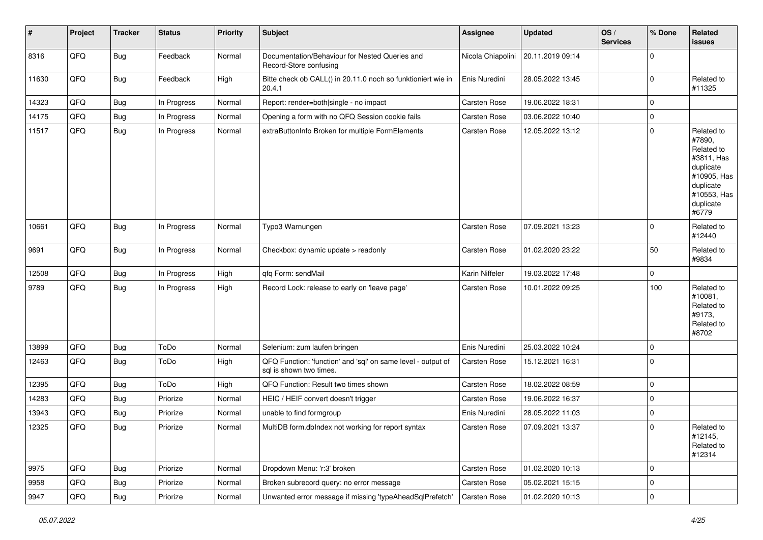| # | Project | Tracker | Status | Priority | Subject | Assignee | Updated | OS / Services | % Done | Related issues |
|---|---|---|---|---|---|---|---|---|---|---|
| 8316 | QFQ | Bug | Feedback | Normal | Documentation/Behaviour for Nested Queries and Record-Store confusing | Nicola Chiapolini | 20.11.2019 09:14 | | 0 | |
| 11630 | QFQ | Bug | Feedback | High | Bitte check ob CALL() in 20.11.0 noch so funktioniert wie in 20.4.1 | Enis Nuredini | 28.05.2022 13:45 | | 0 | Related to #11325 |
| 14323 | QFQ | Bug | In Progress | Normal | Report: render=both\|single - no impact | Carsten Rose | 19.06.2022 18:31 | | 0 | |
| 14175 | QFQ | Bug | In Progress | Normal | Opening a form with no QFQ Session cookie fails | Carsten Rose | 03.06.2022 10:40 | | 0 | |
| 11517 | QFQ | Bug | In Progress | Normal | extraButtonInfo Broken for multiple FormElements | Carsten Rose | 12.05.2022 13:12 | | 0 | Related to #7890, Related to #3811, Has duplicate #10905, Has duplicate #10553, Has duplicate #6779 |
| 10661 | QFQ | Bug | In Progress | Normal | Typo3 Warnungen | Carsten Rose | 07.09.2021 13:23 | | 0 | Related to #12440 |
| 9691 | QFQ | Bug | In Progress | Normal | Checkbox: dynamic update > readonly | Carsten Rose | 01.02.2020 23:22 | | 50 | Related to #9834 |
| 12508 | QFQ | Bug | In Progress | High | qfq Form: sendMail | Karin Niffeler | 19.03.2022 17:48 | | 0 | |
| 9789 | QFQ | Bug | In Progress | High | Record Lock: release to early on 'leave page' | Carsten Rose | 10.01.2022 09:25 | | 100 | Related to #10081, Related to #9173, Related to #8702 |
| 13899 | QFQ | Bug | ToDo | Normal | Selenium: zum laufen bringen | Enis Nuredini | 25.03.2022 10:24 | | 0 | |
| 12463 | QFQ | Bug | ToDo | High | QFQ Function: 'function' and 'sql' on same level - output of sql is shown two times. | Carsten Rose | 15.12.2021 16:31 | | 0 | |
| 12395 | QFQ | Bug | ToDo | High | QFQ Function: Result two times shown | Carsten Rose | 18.02.2022 08:59 | | 0 | |
| 14283 | QFQ | Bug | Priorize | Normal | HEIC / HEIF convert doesn't trigger | Carsten Rose | 19.06.2022 16:37 | | 0 | |
| 13943 | QFQ | Bug | Priorize | Normal | unable to find formgroup | Enis Nuredini | 28.05.2022 11:03 | | 0 | |
| 12325 | QFQ | Bug | Priorize | Normal | MultiDB form.dbIndex not working for report syntax | Carsten Rose | 07.09.2021 13:37 | | 0 | Related to #12145, Related to #12314 |
| 9975 | QFQ | Bug | Priorize | Normal | Dropdown Menu: 'r:3' broken | Carsten Rose | 01.02.2020 10:13 | | 0 | |
| 9958 | QFQ | Bug | Priorize | Normal | Broken subrecord query: no error message | Carsten Rose | 05.02.2021 15:15 | | 0 | |
| 9947 | QFQ | Bug | Priorize | Normal | Unwanted error message if missing 'typeAheadSqlPrefetch' | Carsten Rose | 01.02.2020 10:13 | | 0 | |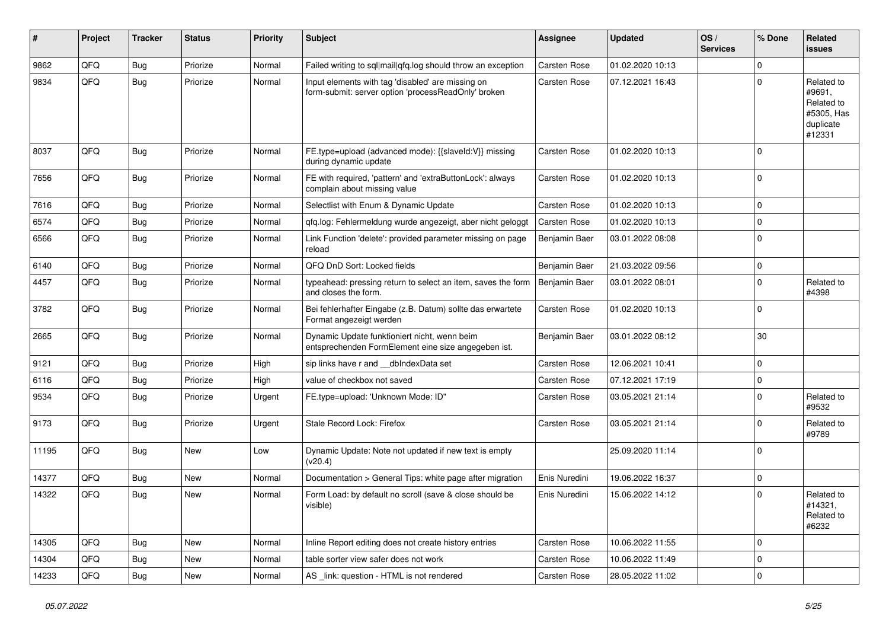| # | Project | Tracker | Status | Priority | Subject | Assignee | Updated | OS / Services | % Done | Related issues |
|---|---|---|---|---|---|---|---|---|---|---|
| 9862 | QFQ | Bug | Priorize | Normal | Failed writing to sql\|mail\|qfq.log should throw an exception | Carsten Rose | 01.02.2020 10:13 | | 0 | |
| 9834 | QFQ | Bug | Priorize | Normal | Input elements with tag 'disabled' are missing on form-submit: server option 'processReadOnly' broken | Carsten Rose | 07.12.2021 16:43 | | 0 | Related to #9691, Related to #5305, Has duplicate #12331 |
| 8037 | QFQ | Bug | Priorize | Normal | FE.type=upload (advanced mode): {{slaveId:V}} missing during dynamic update | Carsten Rose | 01.02.2020 10:13 | | 0 | |
| 7656 | QFQ | Bug | Priorize | Normal | FE with required, 'pattern' and 'extraButtonLock': always complain about missing value | Carsten Rose | 01.02.2020 10:13 | | 0 | |
| 7616 | QFQ | Bug | Priorize | Normal | Selectlist with Enum & Dynamic Update | Carsten Rose | 01.02.2020 10:13 | | 0 | |
| 6574 | QFQ | Bug | Priorize | Normal | qfq.log: Fehlermeldung wurde angezeigt, aber nicht geloggt | Carsten Rose | 01.02.2020 10:13 | | 0 | |
| 6566 | QFQ | Bug | Priorize | Normal | Link Function 'delete': provided parameter missing on page reload | Benjamin Baer | 03.01.2022 08:08 | | 0 | |
| 6140 | QFQ | Bug | Priorize | Normal | QFQ DnD Sort: Locked fields | Benjamin Baer | 21.03.2022 09:56 | | 0 | |
| 4457 | QFQ | Bug | Priorize | Normal | typeahead: pressing return to select an item, saves the form and closes the form. | Benjamin Baer | 03.01.2022 08:01 | | 0 | Related to #4398 |
| 3782 | QFQ | Bug | Priorize | Normal | Bei fehlerhafter Eingabe (z.B. Datum) sollte das erwartete Format angezeigt werden | Carsten Rose | 01.02.2020 10:13 | | 0 | |
| 2665 | QFQ | Bug | Priorize | Normal | Dynamic Update funktioniert nicht, wenn beim entsprechenden FormElement eine size angegeben ist. | Benjamin Baer | 03.01.2022 08:12 | | 30 | |
| 9121 | QFQ | Bug | Priorize | High | sip links have r and __dbIndexData set | Carsten Rose | 12.06.2021 10:41 | | 0 | |
| 6116 | QFQ | Bug | Priorize | High | value of checkbox not saved | Carsten Rose | 07.12.2021 17:19 | | 0 | |
| 9534 | QFQ | Bug | Priorize | Urgent | FE.type=upload: 'Unknown Mode: ID" | Carsten Rose | 03.05.2021 21:14 | | 0 | Related to #9532 |
| 9173 | QFQ | Bug | Priorize | Urgent | Stale Record Lock: Firefox | Carsten Rose | 03.05.2021 21:14 | | 0 | Related to #9789 |
| 11195 | QFQ | Bug | New | Low | Dynamic Update: Note not updated if new text is empty (v20.4) | | 25.09.2020 11:14 | | 0 | |
| 14377 | QFQ | Bug | New | Normal | Documentation > General Tips: white page after migration | Enis Nuredini | 19.06.2022 16:37 | | 0 | |
| 14322 | QFQ | Bug | New | Normal | Form Load: by default no scroll (save & close should be visible) | Enis Nuredini | 15.06.2022 14:12 | | 0 | Related to #14321, Related to #6232 |
| 14305 | QFQ | Bug | New | Normal | Inline Report editing does not create history entries | Carsten Rose | 10.06.2022 11:55 | | 0 | |
| 14304 | QFQ | Bug | New | Normal | table sorter view safer does not work | Carsten Rose | 10.06.2022 11:49 | | 0 | |
| 14233 | QFQ | Bug | New | Normal | AS _link: question - HTML is not rendered | Carsten Rose | 28.05.2022 11:02 | | 0 | |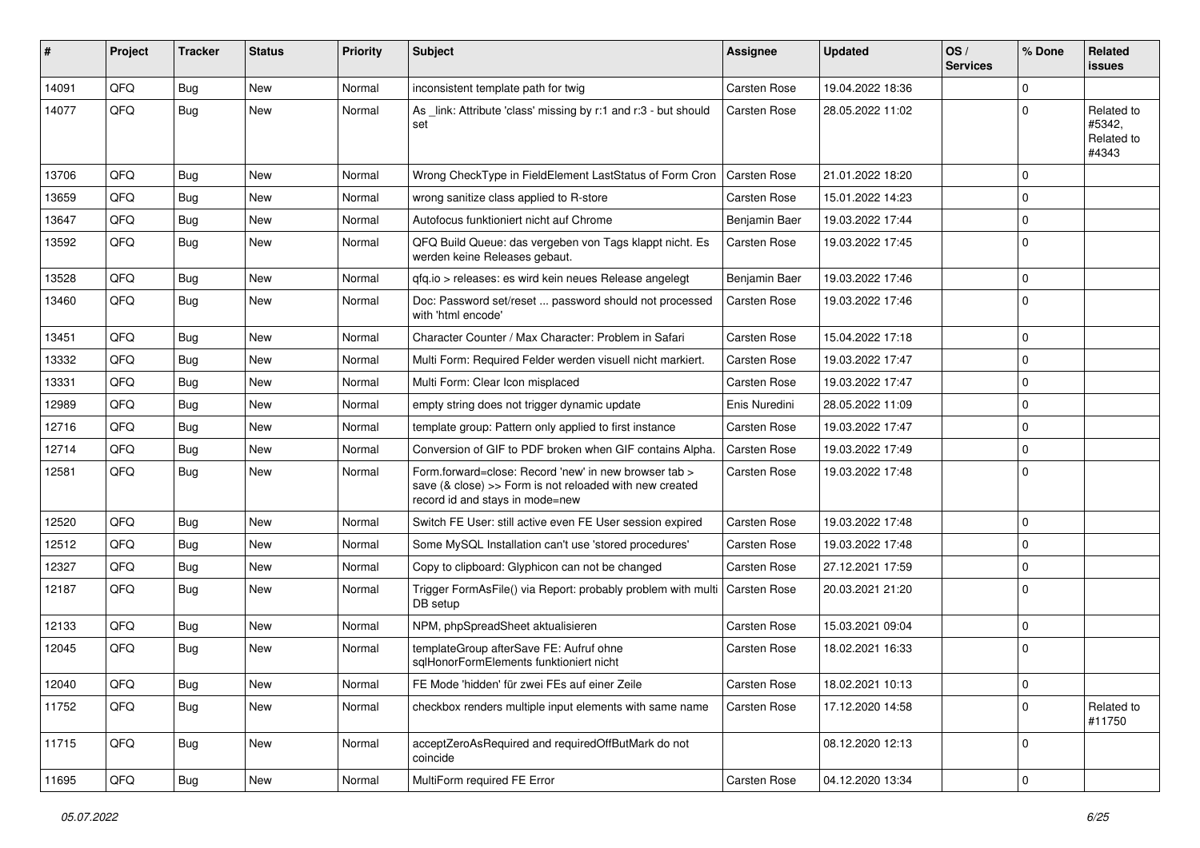| # | Project | Tracker | Status | Priority | Subject | Assignee | Updated | OS / Services | % Done | Related issues |
|---|---|---|---|---|---|---|---|---|---|---|
| 14091 | QFQ | Bug | New | Normal | inconsistent template path for twig | Carsten Rose | 19.04.2022 18:36 | | 0 | |
| 14077 | QFQ | Bug | New | Normal | As _link: Attribute 'class' missing by r:1 and r:3 - but should set | Carsten Rose | 28.05.2022 11:02 | | 0 | Related to #5342, Related to #4343 |
| 13706 | QFQ | Bug | New | Normal | Wrong CheckType in FieldElement LastStatus of Form Cron | Carsten Rose | 21.01.2022 18:20 | | 0 | |
| 13659 | QFQ | Bug | New | Normal | wrong sanitize class applied to R-store | Carsten Rose | 15.01.2022 14:23 | | 0 | |
| 13647 | QFQ | Bug | New | Normal | Autofocus funktioniert nicht auf Chrome | Benjamin Baer | 19.03.2022 17:44 | | 0 | |
| 13592 | QFQ | Bug | New | Normal | QFQ Build Queue: das vergeben von Tags klappt nicht. Es werden keine Releases gebaut. | Carsten Rose | 19.03.2022 17:45 | | 0 | |
| 13528 | QFQ | Bug | New | Normal | qfq.io > releases: es wird kein neues Release angelegt | Benjamin Baer | 19.03.2022 17:46 | | 0 | |
| 13460 | QFQ | Bug | New | Normal | Doc: Password set/reset ... password should not processed with 'html encode' | Carsten Rose | 19.03.2022 17:46 | | 0 | |
| 13451 | QFQ | Bug | New | Normal | Character Counter / Max Character: Problem in Safari | Carsten Rose | 15.04.2022 17:18 | | 0 | |
| 13332 | QFQ | Bug | New | Normal | Multi Form: Required Felder werden visuell nicht markiert. | Carsten Rose | 19.03.2022 17:47 | | 0 | |
| 13331 | QFQ | Bug | New | Normal | Multi Form: Clear Icon misplaced | Carsten Rose | 19.03.2022 17:47 | | 0 | |
| 12989 | QFQ | Bug | New | Normal | empty string does not trigger dynamic update | Enis Nuredini | 28.05.2022 11:09 | | 0 | |
| 12716 | QFQ | Bug | New | Normal | template group: Pattern only applied to first instance | Carsten Rose | 19.03.2022 17:47 | | 0 | |
| 12714 | QFQ | Bug | New | Normal | Conversion of GIF to PDF broken when GIF contains Alpha. | Carsten Rose | 19.03.2022 17:49 | | 0 | |
| 12581 | QFQ | Bug | New | Normal | Form.forward=close: Record 'new' in new browser tab > save (& close) >> Form is not reloaded with new created record id and stays in mode=new | Carsten Rose | 19.03.2022 17:48 | | 0 | |
| 12520 | QFQ | Bug | New | Normal | Switch FE User: still active even FE User session expired | Carsten Rose | 19.03.2022 17:48 | | 0 | |
| 12512 | QFQ | Bug | New | Normal | Some MySQL Installation can't use 'stored procedures' | Carsten Rose | 19.03.2022 17:48 | | 0 | |
| 12327 | QFQ | Bug | New | Normal | Copy to clipboard: Glyphicon can not be changed | Carsten Rose | 27.12.2021 17:59 | | 0 | |
| 12187 | QFQ | Bug | New | Normal | Trigger FormAsFile() via Report: probably problem with multi DB setup | Carsten Rose | 20.03.2021 21:20 | | 0 | |
| 12133 | QFQ | Bug | New | Normal | NPM, phpSpreadSheet aktualisieren | Carsten Rose | 15.03.2021 09:04 | | 0 | |
| 12045 | QFQ | Bug | New | Normal | templateGroup afterSave FE: Aufruf ohne sqlHonorFormElements funktioniert nicht | Carsten Rose | 18.02.2021 16:33 | | 0 | |
| 12040 | QFQ | Bug | New | Normal | FE Mode 'hidden' für zwei FEs auf einer Zeile | Carsten Rose | 18.02.2021 10:13 | | 0 | |
| 11752 | QFQ | Bug | New | Normal | checkbox renders multiple input elements with same name | Carsten Rose | 17.12.2020 14:58 | | 0 | Related to #11750 |
| 11715 | QFQ | Bug | New | Normal | acceptZeroAsRequired and requiredOffButMark do not coincide | | 08.12.2020 12:13 | | 0 | |
| 11695 | QFQ | Bug | New | Normal | MultiForm required FE Error | Carsten Rose | 04.12.2020 13:34 | | 0 | |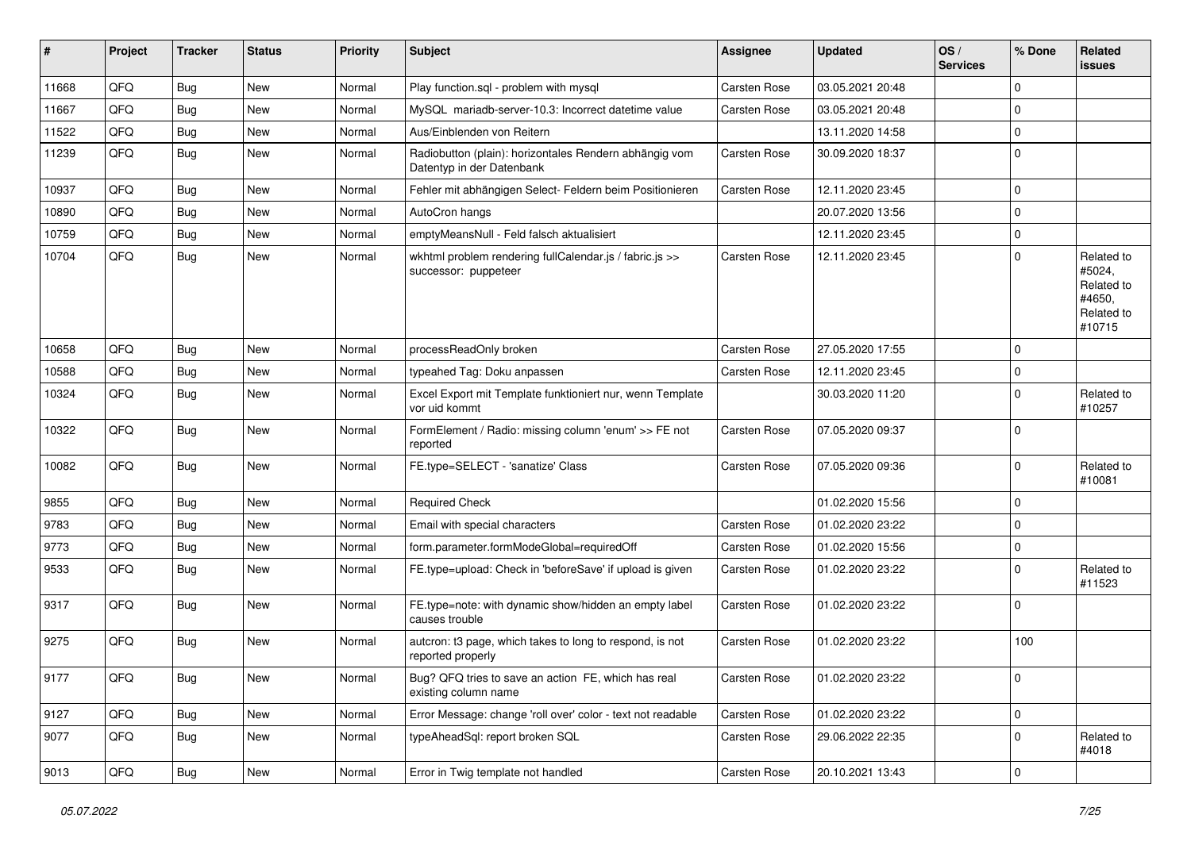| # | Project | Tracker | Status | Priority | Subject | Assignee | Updated | OS / Services | % Done | Related issues |
|---|---|---|---|---|---|---|---|---|---|---|
| 11668 | QFQ | Bug | New | Normal | Play function.sql - problem with mysql | Carsten Rose | 03.05.2021 20:48 | | 0 | |
| 11667 | QFQ | Bug | New | Normal | MySQL mariadb-server-10.3: Incorrect datetime value | Carsten Rose | 03.05.2021 20:48 | | 0 | |
| 11522 | QFQ | Bug | New | Normal | Aus/Einblenden von Reitern | | 13.11.2020 14:58 | | 0 | |
| 11239 | QFQ | Bug | New | Normal | Radiobutton (plain): horizontales Rendern abhängig vom Datentyp in der Datenbank | Carsten Rose | 30.09.2020 18:37 | | 0 | |
| 10937 | QFQ | Bug | New | Normal | Fehler mit abhängigen Select- Feldern beim Positionieren | Carsten Rose | 12.11.2020 23:45 | | 0 | |
| 10890 | QFQ | Bug | New | Normal | AutoCron hangs | | 20.07.2020 13:56 | | 0 | |
| 10759 | QFQ | Bug | New | Normal | emptyMeansNull - Feld falsch aktualisiert | | 12.11.2020 23:45 | | 0 | |
| 10704 | QFQ | Bug | New | Normal | wkhtml problem rendering fullCalendar.js / fabric.js >> successor: puppeteer | Carsten Rose | 12.11.2020 23:45 | | 0 | Related to #5024, Related to #4650, Related to #10715 |
| 10658 | QFQ | Bug | New | Normal | processReadOnly broken | Carsten Rose | 27.05.2020 17:55 | | 0 | |
| 10588 | QFQ | Bug | New | Normal | typeahed Tag: Doku anpassen | Carsten Rose | 12.11.2020 23:45 | | 0 | |
| 10324 | QFQ | Bug | New | Normal | Excel Export mit Template funktioniert nur, wenn Template vor uid kommt | | 30.03.2020 11:20 | | 0 | Related to #10257 |
| 10322 | QFQ | Bug | New | Normal | FormElement / Radio: missing column 'enum' >> FE not reported | Carsten Rose | 07.05.2020 09:37 | | 0 | |
| 10082 | QFQ | Bug | New | Normal | FE.type=SELECT - 'sanatize' Class | Carsten Rose | 07.05.2020 09:36 | | 0 | Related to #10081 |
| 9855 | QFQ | Bug | New | Normal | Required Check | | 01.02.2020 15:56 | | 0 | |
| 9783 | QFQ | Bug | New | Normal | Email with special characters | Carsten Rose | 01.02.2020 23:22 | | 0 | |
| 9773 | QFQ | Bug | New | Normal | form.parameter.formModeGlobal=requiredOff | Carsten Rose | 01.02.2020 15:56 | | 0 | |
| 9533 | QFQ | Bug | New | Normal | FE.type=upload: Check in 'beforeSave' if upload is given | Carsten Rose | 01.02.2020 23:22 | | 0 | Related to #11523 |
| 9317 | QFQ | Bug | New | Normal | FE.type=note: with dynamic show/hidden an empty label causes trouble | Carsten Rose | 01.02.2020 23:22 | | 0 | |
| 9275 | QFQ | Bug | New | Normal | autcron: t3 page, which takes to long to respond, is not reported properly | Carsten Rose | 01.02.2020 23:22 | | 100 | |
| 9177 | QFQ | Bug | New | Normal | Bug? QFQ tries to save an action FE, which has real existing column name | Carsten Rose | 01.02.2020 23:22 | | 0 | |
| 9127 | QFQ | Bug | New | Normal | Error Message: change 'roll over' color - text not readable | Carsten Rose | 01.02.2020 23:22 | | 0 | |
| 9077 | QFQ | Bug | New | Normal | typeAheadSql: report broken SQL | Carsten Rose | 29.06.2022 22:35 | | 0 | Related to #4018 |
| 9013 | QFQ | Bug | New | Normal | Error in Twig template not handled | Carsten Rose | 20.10.2021 13:43 | | 0 | |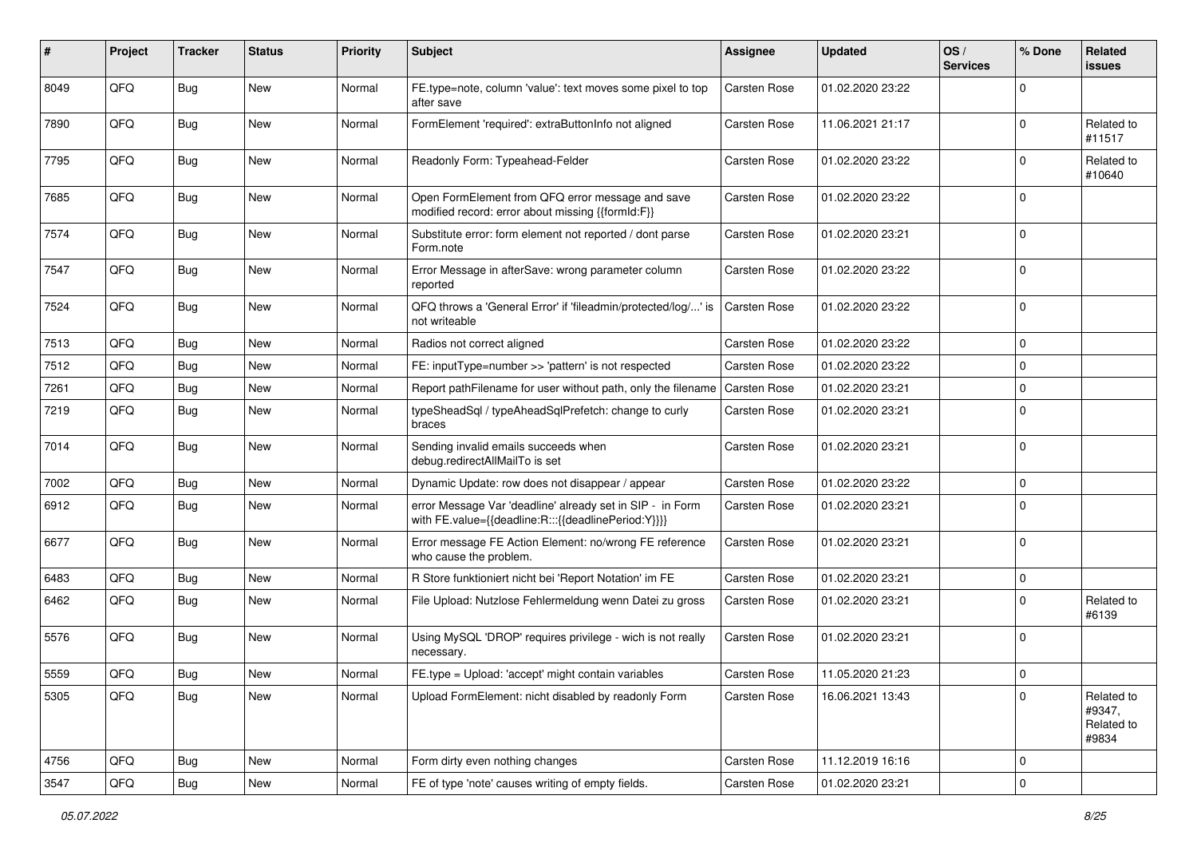| # | Project | Tracker | Status | Priority | Subject | Assignee | Updated | OS / Services | % Done | Related issues |
|---|---|---|---|---|---|---|---|---|---|---|
| 8049 | QFQ | Bug | New | Normal | FE.type=note, column 'value': text moves some pixel to top after save | Carsten Rose | 01.02.2020 23:22 | | 0 | |
| 7890 | QFQ | Bug | New | Normal | FormElement 'required': extraButtonInfo not aligned | Carsten Rose | 11.06.2021 21:17 | | 0 | Related to #11517 |
| 7795 | QFQ | Bug | New | Normal | Readonly Form: Typeahead-Felder | Carsten Rose | 01.02.2020 23:22 | | 0 | Related to #10640 |
| 7685 | QFQ | Bug | New | Normal | Open FormElement from QFQ error message and save modified record: error about missing {{formId:F}} | Carsten Rose | 01.02.2020 23:22 | | 0 | |
| 7574 | QFQ | Bug | New | Normal | Substitute error: form element not reported / dont parse Form.note | Carsten Rose | 01.02.2020 23:21 | | 0 | |
| 7547 | QFQ | Bug | New | Normal | Error Message in afterSave: wrong parameter column reported | Carsten Rose | 01.02.2020 23:22 | | 0 | |
| 7524 | QFQ | Bug | New | Normal | QFQ throws a 'General Error' if 'fileadmin/protected/log/...' is not writeable | Carsten Rose | 01.02.2020 23:22 | | 0 | |
| 7513 | QFQ | Bug | New | Normal | Radios not correct aligned | Carsten Rose | 01.02.2020 23:22 | | 0 | |
| 7512 | QFQ | Bug | New | Normal | FE: inputType=number >> 'pattern' is not respected | Carsten Rose | 01.02.2020 23:22 | | 0 | |
| 7261 | QFQ | Bug | New | Normal | Report pathFilename for user without path, only the filename | Carsten Rose | 01.02.2020 23:21 | | 0 | |
| 7219 | QFQ | Bug | New | Normal | typeSheadSql / typeAheadSqlPrefetch: change to curly braces | Carsten Rose | 01.02.2020 23:21 | | 0 | |
| 7014 | QFQ | Bug | New | Normal | Sending invalid emails succeeds when debug.redirectAllMailTo is set | Carsten Rose | 01.02.2020 23:21 | | 0 | |
| 7002 | QFQ | Bug | New | Normal | Dynamic Update: row does not disappear / appear | Carsten Rose | 01.02.2020 23:22 | | 0 | |
| 6912 | QFQ | Bug | New | Normal | error Message Var 'deadline' already set in SIP - in Form with FE.value={{deadline:R:::{{deadlinePeriod:Y}}}} | Carsten Rose | 01.02.2020 23:21 | | 0 | |
| 6677 | QFQ | Bug | New | Normal | Error message FE Action Element: no/wrong FE reference who cause the problem. | Carsten Rose | 01.02.2020 23:21 | | 0 | |
| 6483 | QFQ | Bug | New | Normal | R Store funktioniert nicht bei 'Report Notation' im FE | Carsten Rose | 01.02.2020 23:21 | | 0 | |
| 6462 | QFQ | Bug | New | Normal | File Upload: Nutzlose Fehlermeldung wenn Datei zu gross | Carsten Rose | 01.02.2020 23:21 | | 0 | Related to #6139 |
| 5576 | QFQ | Bug | New | Normal | Using MySQL 'DROP' requires privilege - wich is not really necessary. | Carsten Rose | 01.02.2020 23:21 | | 0 | |
| 5559 | QFQ | Bug | New | Normal | FE.type = Upload: 'accept' might contain variables | Carsten Rose | 11.05.2020 21:23 | | 0 | |
| 5305 | QFQ | Bug | New | Normal | Upload FormElement: nicht disabled by readonly Form | Carsten Rose | 16.06.2021 13:43 | | 0 | Related to #9347, Related to #9834 |
| 4756 | QFQ | Bug | New | Normal | Form dirty even nothing changes | Carsten Rose | 11.12.2019 16:16 | | 0 | |
| 3547 | QFQ | Bug | New | Normal | FE of type 'note' causes writing of empty fields. | Carsten Rose | 01.02.2020 23:21 | | 0 | |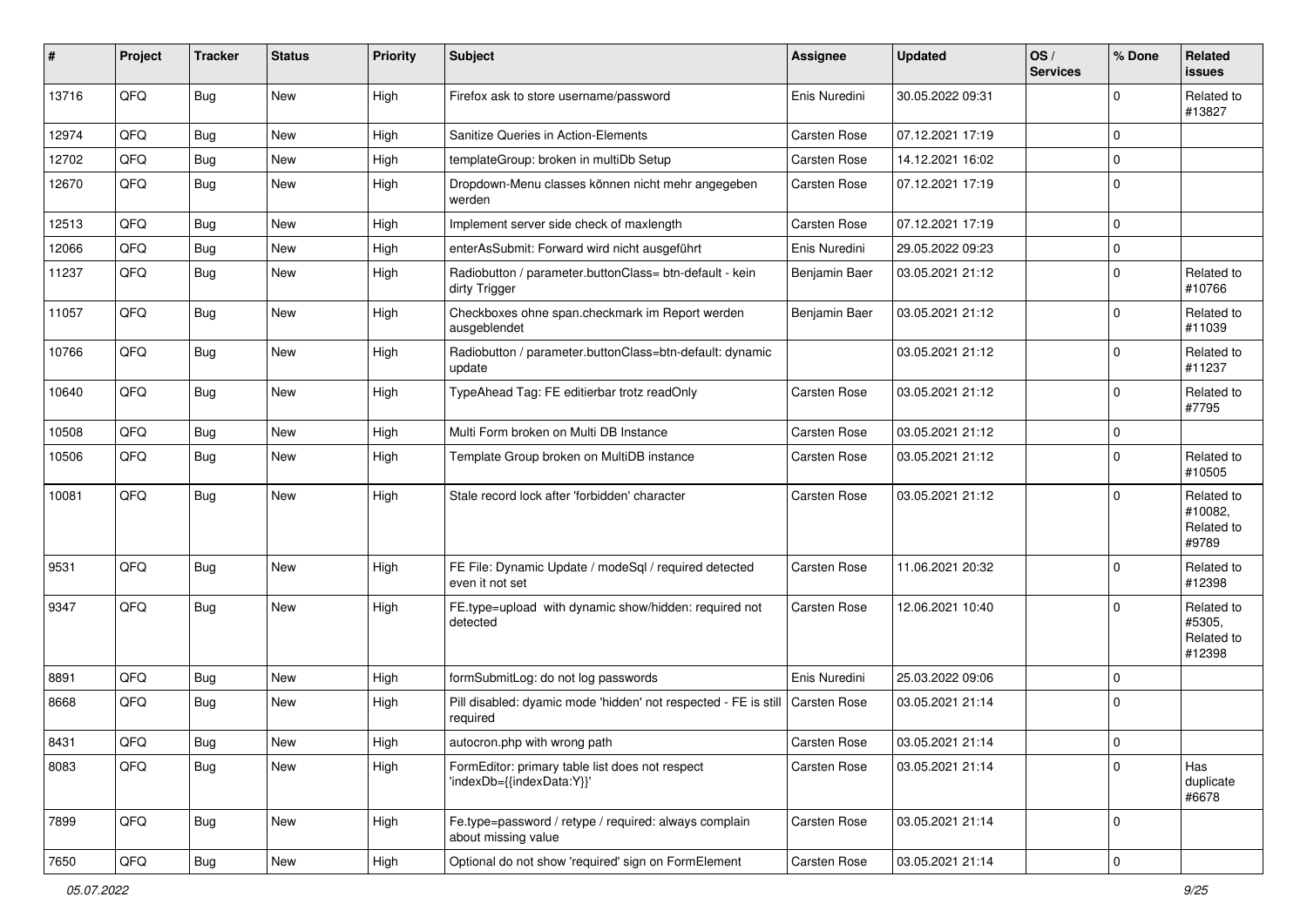| # | Project | Tracker | Status | Priority | Subject | Assignee | Updated | OS / Services | % Done | Related issues |
|---|---|---|---|---|---|---|---|---|---|---|
| 13716 | QFQ | Bug | New | High | Firefox ask to store username/password | Enis Nuredini | 30.05.2022 09:31 | | 0 | Related to #13827 |
| 12974 | QFQ | Bug | New | High | Sanitize Queries in Action-Elements | Carsten Rose | 07.12.2021 17:19 | | 0 | |
| 12702 | QFQ | Bug | New | High | templateGroup: broken in multiDb Setup | Carsten Rose | 14.12.2021 16:02 | | 0 | |
| 12670 | QFQ | Bug | New | High | Dropdown-Menu classes können nicht mehr angegeben werden | Carsten Rose | 07.12.2021 17:19 | | 0 | |
| 12513 | QFQ | Bug | New | High | Implement server side check of maxlength | Carsten Rose | 07.12.2021 17:19 | | 0 | |
| 12066 | QFQ | Bug | New | High | enterAsSubmit: Forward wird nicht ausgeführt | Enis Nuredini | 29.05.2022 09:23 | | 0 | |
| 11237 | QFQ | Bug | New | High | Radiobutton / parameter.buttonClass= btn-default - kein dirty Trigger | Benjamin Baer | 03.05.2021 21:12 | | 0 | Related to #10766 |
| 11057 | QFQ | Bug | New | High | Checkboxes ohne span.checkmark im Report werden ausgeblendet | Benjamin Baer | 03.05.2021 21:12 | | 0 | Related to #11039 |
| 10766 | QFQ | Bug | New | High | Radiobutton / parameter.buttonClass=btn-default: dynamic update | | 03.05.2021 21:12 | | 0 | Related to #11237 |
| 10640 | QFQ | Bug | New | High | TypeAhead Tag: FE editierbar trotz readOnly | Carsten Rose | 03.05.2021 21:12 | | 0 | Related to #7795 |
| 10508 | QFQ | Bug | New | High | Multi Form broken on Multi DB Instance | Carsten Rose | 03.05.2021 21:12 | | 0 | |
| 10506 | QFQ | Bug | New | High | Template Group broken on MultiDB instance | Carsten Rose | 03.05.2021 21:12 | | 0 | Related to #10505 |
| 10081 | QFQ | Bug | New | High | Stale record lock after 'forbidden' character | Carsten Rose | 03.05.2021 21:12 | | 0 | Related to #10082, Related to #9789 |
| 9531 | QFQ | Bug | New | High | FE File: Dynamic Update / modeSql / required detected even it not set | Carsten Rose | 11.06.2021 20:32 | | 0 | Related to #12398 |
| 9347 | QFQ | Bug | New | High | FE.type=upload with dynamic show/hidden: required not detected | Carsten Rose | 12.06.2021 10:40 | | 0 | Related to #5305, Related to #12398 |
| 8891 | QFQ | Bug | New | High | formSubmitLog: do not log passwords | Enis Nuredini | 25.03.2022 09:06 | | 0 | |
| 8668 | QFQ | Bug | New | High | Pill disabled: dyamic mode 'hidden' not respected - FE is still required | Carsten Rose | 03.05.2021 21:14 | | 0 | |
| 8431 | QFQ | Bug | New | High | autocron.php with wrong path | Carsten Rose | 03.05.2021 21:14 | | 0 | |
| 8083 | QFQ | Bug | New | High | FormEditor: primary table list does not respect 'indexDb={{indexData:Y}}' | Carsten Rose | 03.05.2021 21:14 | | 0 | Has duplicate #6678 |
| 7899 | QFQ | Bug | New | High | Fe.type=password / retype / required: always complain about missing value | Carsten Rose | 03.05.2021 21:14 | | 0 | |
| 7650 | QFQ | Bug | New | High | Optional do not show 'required' sign on FormElement | Carsten Rose | 03.05.2021 21:14 | | 0 | |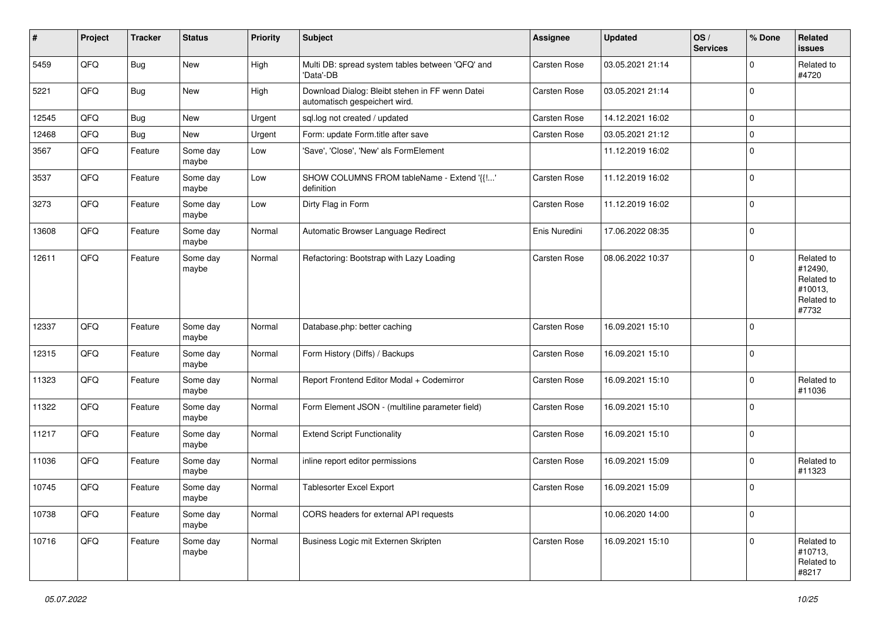| # | Project | Tracker | Status | Priority | Subject | Assignee | Updated | OS / Services | % Done | Related issues |
|---|---|---|---|---|---|---|---|---|---|---|
| 5459 | QFQ | Bug | New | High | Multi DB: spread system tables between 'QFQ' and 'Data'-DB | Carsten Rose | 03.05.2021 21:14 | | 0 | Related to #4720 |
| 5221 | QFQ | Bug | New | High | Download Dialog: Bleibt stehen in FF wenn Datei automatisch gespeichert wird. | Carsten Rose | 03.05.2021 21:14 | | 0 | |
| 12545 | QFQ | Bug | New | Urgent | sql.log not created / updated | Carsten Rose | 14.12.2021 16:02 | | 0 | |
| 12468 | QFQ | Bug | New | Urgent | Form: update Form.title after save | Carsten Rose | 03.05.2021 21:12 | | 0 | |
| 3567 | QFQ | Feature | Some day maybe | Low | 'Save', 'Close', 'New' als FormElement | | 11.12.2019 16:02 | | 0 | |
| 3537 | QFQ | Feature | Some day maybe | Low | SHOW COLUMNS FROM tableName - Extend '{{!...' definition | Carsten Rose | 11.12.2019 16:02 | | 0 | |
| 3273 | QFQ | Feature | Some day maybe | Low | Dirty Flag in Form | Carsten Rose | 11.12.2019 16:02 | | 0 | |
| 13608 | QFQ | Feature | Some day maybe | Normal | Automatic Browser Language Redirect | Enis Nuredini | 17.06.2022 08:35 | | 0 | |
| 12611 | QFQ | Feature | Some day maybe | Normal | Refactoring: Bootstrap with Lazy Loading | Carsten Rose | 08.06.2022 10:37 | | 0 | Related to #12490, Related to #10013, Related to #7732 |
| 12337 | QFQ | Feature | Some day maybe | Normal | Database.php: better caching | Carsten Rose | 16.09.2021 15:10 | | 0 | |
| 12315 | QFQ | Feature | Some day maybe | Normal | Form History (Diffs) / Backups | Carsten Rose | 16.09.2021 15:10 | | 0 | |
| 11323 | QFQ | Feature | Some day maybe | Normal | Report Frontend Editor Modal + Codemirror | Carsten Rose | 16.09.2021 15:10 | | 0 | Related to #11036 |
| 11322 | QFQ | Feature | Some day maybe | Normal | Form Element JSON - (multiline parameter field) | Carsten Rose | 16.09.2021 15:10 | | 0 | |
| 11217 | QFQ | Feature | Some day maybe | Normal | Extend Script Functionality | Carsten Rose | 16.09.2021 15:10 | | 0 | |
| 11036 | QFQ | Feature | Some day maybe | Normal | inline report editor permissions | Carsten Rose | 16.09.2021 15:09 | | 0 | Related to #11323 |
| 10745 | QFQ | Feature | Some day maybe | Normal | Tablesorter Excel Export | Carsten Rose | 16.09.2021 15:09 | | 0 | |
| 10738 | QFQ | Feature | Some day maybe | Normal | CORS headers for external API requests | | 10.06.2020 14:00 | | 0 | |
| 10716 | QFQ | Feature | Some day maybe | Normal | Business Logic mit Externen Skripten | Carsten Rose | 16.09.2021 15:10 | | 0 | Related to #10713, Related to #8217 |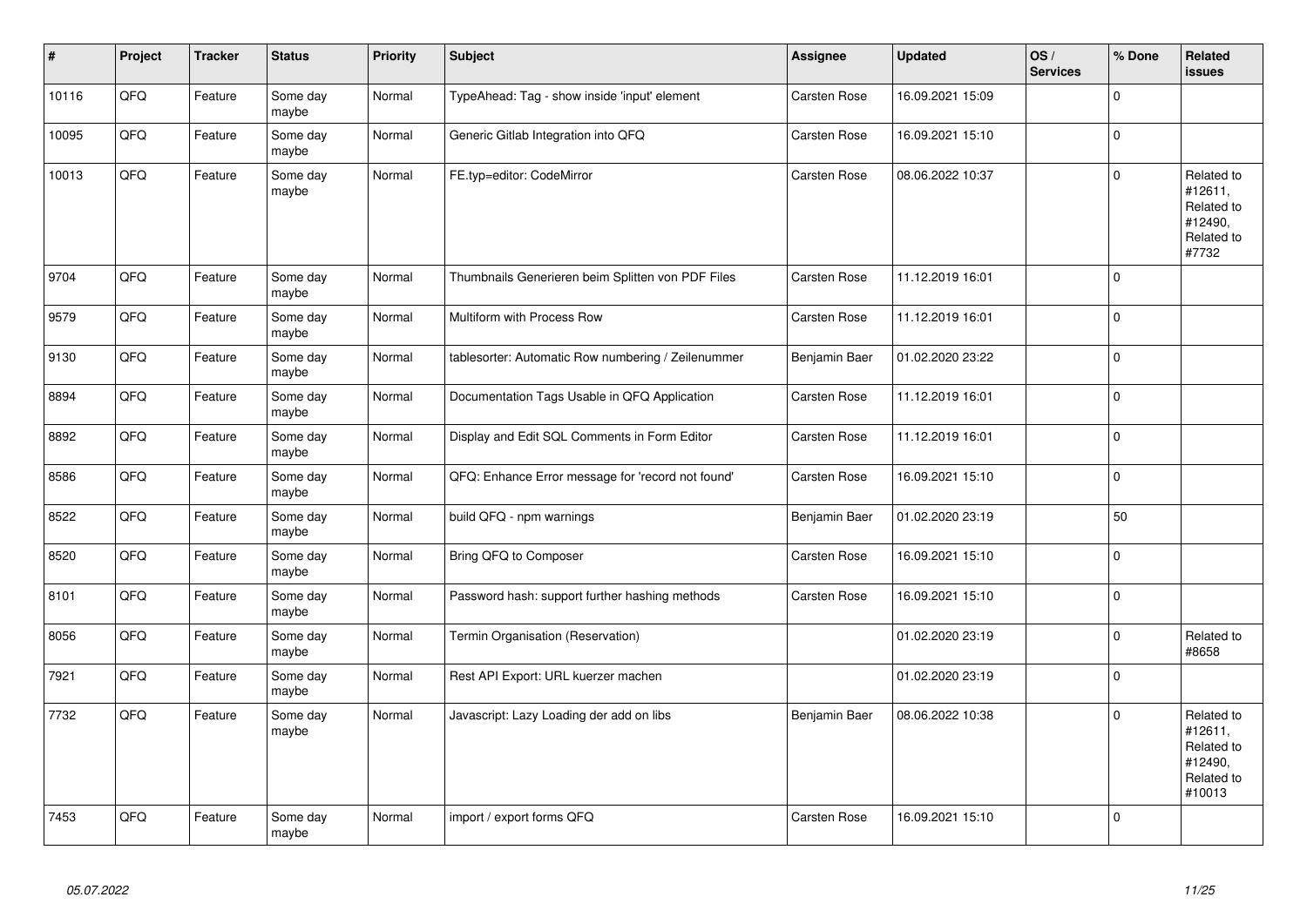| # | Project | Tracker | Status | Priority | Subject | Assignee | Updated | OS / Services | % Done | Related issues |
|---|---|---|---|---|---|---|---|---|---|---|
| 10116 | QFQ | Feature | Some day maybe | Normal | TypeAhead: Tag - show inside 'input' element | Carsten Rose | 16.09.2021 15:09 | | 0 | |
| 10095 | QFQ | Feature | Some day maybe | Normal | Generic Gitlab Integration into QFQ | Carsten Rose | 16.09.2021 15:10 | | 0 | |
| 10013 | QFQ | Feature | Some day maybe | Normal | FE.typ=editor: CodeMirror | Carsten Rose | 08.06.2022 10:37 | | 0 | Related to #12611, Related to #12490, Related to #7732 |
| 9704 | QFQ | Feature | Some day maybe | Normal | Thumbnails Generieren beim Splitten von PDF Files | Carsten Rose | 11.12.2019 16:01 | | 0 | |
| 9579 | QFQ | Feature | Some day maybe | Normal | Multiform with Process Row | Carsten Rose | 11.12.2019 16:01 | | 0 | |
| 9130 | QFQ | Feature | Some day maybe | Normal | tablesorter: Automatic Row numbering / Zeilenummer | Benjamin Baer | 01.02.2020 23:22 | | 0 | |
| 8894 | QFQ | Feature | Some day maybe | Normal | Documentation Tags Usable in QFQ Application | Carsten Rose | 11.12.2019 16:01 | | 0 | |
| 8892 | QFQ | Feature | Some day maybe | Normal | Display and Edit SQL Comments in Form Editor | Carsten Rose | 11.12.2019 16:01 | | 0 | |
| 8586 | QFQ | Feature | Some day maybe | Normal | QFQ: Enhance Error message for 'record not found' | Carsten Rose | 16.09.2021 15:10 | | 0 | |
| 8522 | QFQ | Feature | Some day maybe | Normal | build QFQ - npm warnings | Benjamin Baer | 01.02.2020 23:19 | | 50 | |
| 8520 | QFQ | Feature | Some day maybe | Normal | Bring QFQ to Composer | Carsten Rose | 16.09.2021 15:10 | | 0 | |
| 8101 | QFQ | Feature | Some day maybe | Normal | Password hash: support further hashing methods | Carsten Rose | 16.09.2021 15:10 | | 0 | |
| 8056 | QFQ | Feature | Some day maybe | Normal | Termin Organisation (Reservation) | | 01.02.2020 23:19 | | 0 | Related to #8658 |
| 7921 | QFQ | Feature | Some day maybe | Normal | Rest API Export: URL kuerzer machen | | 01.02.2020 23:19 | | 0 | |
| 7732 | QFQ | Feature | Some day maybe | Normal | Javascript: Lazy Loading der add on libs | Benjamin Baer | 08.06.2022 10:38 | | 0 | Related to #12611, Related to #12490, Related to #10013 |
| 7453 | QFQ | Feature | Some day maybe | Normal | import / export forms QFQ | Carsten Rose | 16.09.2021 15:10 | | 0 | |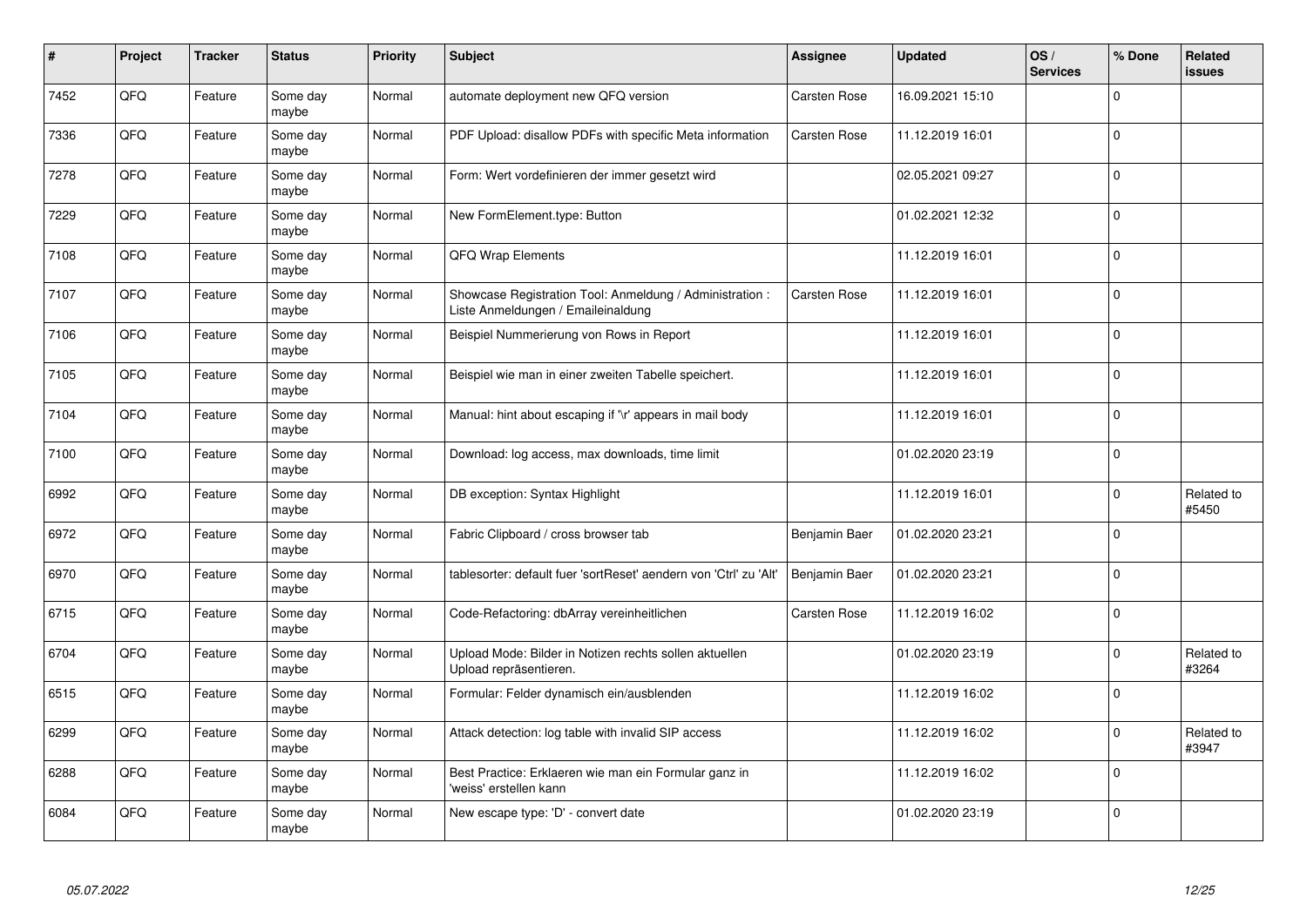| # | Project | Tracker | Status | Priority | Subject | Assignee | Updated | OS / Services | % Done | Related issues |
|---|---|---|---|---|---|---|---|---|---|---|
| 7452 | QFQ | Feature | Some day maybe | Normal | automate deployment new QFQ version | Carsten Rose | 16.09.2021 15:10 | | 0 | |
| 7336 | QFQ | Feature | Some day maybe | Normal | PDF Upload: disallow PDFs with specific Meta information | Carsten Rose | 11.12.2019 16:01 | | 0 | |
| 7278 | QFQ | Feature | Some day maybe | Normal | Form: Wert vordefinieren der immer gesetzt wird | | 02.05.2021 09:27 | | 0 | |
| 7229 | QFQ | Feature | Some day maybe | Normal | New FormElement.type: Button | | 01.02.2021 12:32 | | 0 | |
| 7108 | QFQ | Feature | Some day maybe | Normal | QFQ Wrap Elements | | 11.12.2019 16:01 | | 0 | |
| 7107 | QFQ | Feature | Some day maybe | Normal | Showcase Registration Tool: Anmeldung / Administration : Liste Anmeldungen / Emaileinaldung | Carsten Rose | 11.12.2019 16:01 | | 0 | |
| 7106 | QFQ | Feature | Some day maybe | Normal | Beispiel Nummerierung von Rows in Report | | 11.12.2019 16:01 | | 0 | |
| 7105 | QFQ | Feature | Some day maybe | Normal | Beispiel wie man in einer zweiten Tabelle speichert. | | 11.12.2019 16:01 | | 0 | |
| 7104 | QFQ | Feature | Some day maybe | Normal | Manual: hint about escaping if '\r' appears in mail body | | 11.12.2019 16:01 | | 0 | |
| 7100 | QFQ | Feature | Some day maybe | Normal | Download: log access, max downloads, time limit | | 01.02.2020 23:19 | | 0 | |
| 6992 | QFQ | Feature | Some day maybe | Normal | DB exception: Syntax Highlight | | 11.12.2019 16:01 | | 0 | Related to #5450 |
| 6972 | QFQ | Feature | Some day maybe | Normal | Fabric Clipboard / cross browser tab | Benjamin Baer | 01.02.2020 23:21 | | 0 | |
| 6970 | QFQ | Feature | Some day maybe | Normal | tablesorter: default fuer 'sortReset' aendern von 'Ctrl' zu 'Alt' | Benjamin Baer | 01.02.2020 23:21 | | 0 | |
| 6715 | QFQ | Feature | Some day maybe | Normal | Code-Refactoring: dbArray vereinheitlichen | Carsten Rose | 11.12.2019 16:02 | | 0 | |
| 6704 | QFQ | Feature | Some day maybe | Normal | Upload Mode: Bilder in Notizen rechts sollen aktuellen Upload repräsentieren. | | 01.02.2020 23:19 | | 0 | Related to #3264 |
| 6515 | QFQ | Feature | Some day maybe | Normal | Formular: Felder dynamisch ein/ausblenden | | 11.12.2019 16:02 | | 0 | |
| 6299 | QFQ | Feature | Some day maybe | Normal | Attack detection: log table with invalid SIP access | | 11.12.2019 16:02 | | 0 | Related to #3947 |
| 6288 | QFQ | Feature | Some day maybe | Normal | Best Practice: Erklaeren wie man ein Formular ganz in 'weiss' erstellen kann | | 11.12.2019 16:02 | | 0 | |
| 6084 | QFQ | Feature | Some day maybe | Normal | New escape type: 'D' - convert date | | 01.02.2020 23:19 | | 0 | |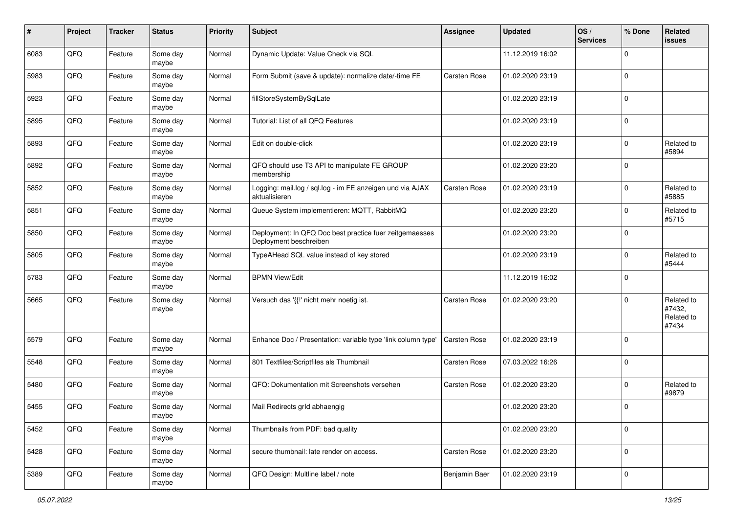| # | Project | Tracker | Status | Priority | Subject | Assignee | Updated | OS / Services | % Done | Related issues |
|---|---|---|---|---|---|---|---|---|---|---|
| 6083 | QFQ | Feature | Some day maybe | Normal | Dynamic Update: Value Check via SQL | | 11.12.2019 16:02 | | 0 | |
| 5983 | QFQ | Feature | Some day maybe | Normal | Form Submit (save & update): normalize date/-time FE | Carsten Rose | 01.02.2020 23:19 | | 0 | |
| 5923 | QFQ | Feature | Some day maybe | Normal | fillStoreSystemBySqlLate | | 01.02.2020 23:19 | | 0 | |
| 5895 | QFQ | Feature | Some day maybe | Normal | Tutorial: List of all QFQ Features | | 01.02.2020 23:19 | | 0 | |
| 5893 | QFQ | Feature | Some day maybe | Normal | Edit on double-click | | 01.02.2020 23:19 | | 0 | Related to #5894 |
| 5892 | QFQ | Feature | Some day maybe | Normal | QFQ should use T3 API to manipulate FE GROUP membership | | 01.02.2020 23:20 | | 0 | |
| 5852 | QFQ | Feature | Some day maybe | Normal | Logging: mail.log / sql.log - im FE anzeigen und via AJAX aktualisieren | Carsten Rose | 01.02.2020 23:19 | | 0 | Related to #5885 |
| 5851 | QFQ | Feature | Some day maybe | Normal | Queue System implementieren: MQTT, RabbitMQ | | 01.02.2020 23:20 | | 0 | Related to #5715 |
| 5850 | QFQ | Feature | Some day maybe | Normal | Deployment: In QFQ Doc best practice fuer zeitgemaesses Deployment beschreiben | | 01.02.2020 23:20 | | 0 | |
| 5805 | QFQ | Feature | Some day maybe | Normal | TypeAHead SQL value instead of key stored | | 01.02.2020 23:19 | | 0 | Related to #5444 |
| 5783 | QFQ | Feature | Some day maybe | Normal | BPMN View/Edit | | 11.12.2019 16:02 | | 0 | |
| 5665 | QFQ | Feature | Some day maybe | Normal | Versuch das '{{!' nicht mehr noetig ist. | Carsten Rose | 01.02.2020 23:20 | | 0 | Related to #7432, Related to #7434 |
| 5579 | QFQ | Feature | Some day maybe | Normal | Enhance Doc / Presentation: variable type 'link column type' | Carsten Rose | 01.02.2020 23:19 | | 0 | |
| 5548 | QFQ | Feature | Some day maybe | Normal | 801 Textfiles/Scriptfiles als Thumbnail | Carsten Rose | 07.03.2022 16:26 | | 0 | |
| 5480 | QFQ | Feature | Some day maybe | Normal | QFQ: Dokumentation mit Screenshots versehen | Carsten Rose | 01.02.2020 23:20 | | 0 | Related to #9879 |
| 5455 | QFQ | Feature | Some day maybe | Normal | Mail Redirects grId abhaengig | | 01.02.2020 23:20 | | 0 | |
| 5452 | QFQ | Feature | Some day maybe | Normal | Thumbnails from PDF: bad quality | | 01.02.2020 23:20 | | 0 | |
| 5428 | QFQ | Feature | Some day maybe | Normal | secure thumbnail: late render on access. | Carsten Rose | 01.02.2020 23:20 | | 0 | |
| 5389 | QFQ | Feature | Some day maybe | Normal | QFQ Design: Multline label / note | Benjamin Baer | 01.02.2020 23:19 | | 0 | |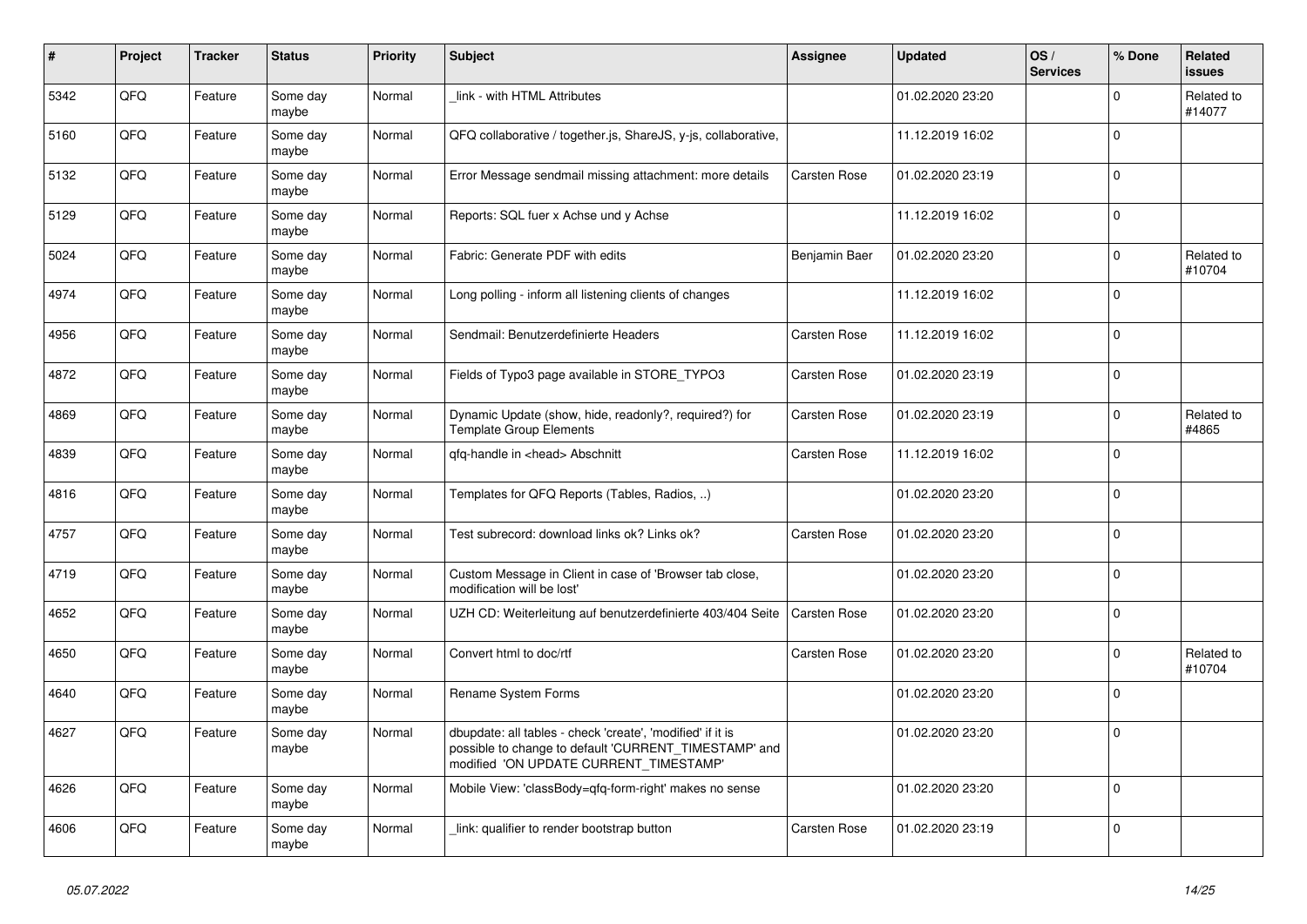| # | Project | Tracker | Status | Priority | Subject | Assignee | Updated | OS / Services | % Done | Related issues |
|---|---|---|---|---|---|---|---|---|---|---|
| 5342 | QFQ | Feature | Some day maybe | Normal | _link - with HTML Attributes | | 01.02.2020 23:20 | | 0 | Related to #14077 |
| 5160 | QFQ | Feature | Some day maybe | Normal | QFQ collaborative / together.js, ShareJS, y-js, collaborative, | | 11.12.2019 16:02 | | 0 | |
| 5132 | QFQ | Feature | Some day maybe | Normal | Error Message sendmail missing attachment: more details | Carsten Rose | 01.02.2020 23:19 | | 0 | |
| 5129 | QFQ | Feature | Some day maybe | Normal | Reports: SQL fuer x Achse und y Achse | | 11.12.2019 16:02 | | 0 | |
| 5024 | QFQ | Feature | Some day maybe | Normal | Fabric: Generate PDF with edits | Benjamin Baer | 01.02.2020 23:20 | | 0 | Related to #10704 |
| 4974 | QFQ | Feature | Some day maybe | Normal | Long polling - inform all listening clients of changes | | 11.12.2019 16:02 | | 0 | |
| 4956 | QFQ | Feature | Some day maybe | Normal | Sendmail: Benutzerdefinierte Headers | Carsten Rose | 11.12.2019 16:02 | | 0 | |
| 4872 | QFQ | Feature | Some day maybe | Normal | Fields of Typo3 page available in STORE_TYPO3 | Carsten Rose | 01.02.2020 23:19 | | 0 | |
| 4869 | QFQ | Feature | Some day maybe | Normal | Dynamic Update (show, hide, readonly?, required?) for Template Group Elements | Carsten Rose | 01.02.2020 23:19 | | 0 | Related to #4865 |
| 4839 | QFQ | Feature | Some day maybe | Normal | qfq-handle in <head> Abschnitt | Carsten Rose | 11.12.2019 16:02 | | 0 | |
| 4816 | QFQ | Feature | Some day maybe | Normal | Templates for QFQ Reports (Tables, Radios, ..) | | 01.02.2020 23:20 | | 0 | |
| 4757 | QFQ | Feature | Some day maybe | Normal | Test subrecord: download links ok? Links ok? | Carsten Rose | 01.02.2020 23:20 | | 0 | |
| 4719 | QFQ | Feature | Some day maybe | Normal | Custom Message in Client in case of 'Browser tab close, modification will be lost' | | 01.02.2020 23:20 | | 0 | |
| 4652 | QFQ | Feature | Some day maybe | Normal | UZH CD: Weiterleitung auf benutzerdefinierte 403/404 Seite | Carsten Rose | 01.02.2020 23:20 | | 0 | |
| 4650 | QFQ | Feature | Some day maybe | Normal | Convert html to doc/rtf | Carsten Rose | 01.02.2020 23:20 | | 0 | Related to #10704 |
| 4640 | QFQ | Feature | Some day maybe | Normal | Rename System Forms | | 01.02.2020 23:20 | | 0 | |
| 4627 | QFQ | Feature | Some day maybe | Normal | dbupdate: all tables - check 'create', 'modified' if it is possible to change to default 'CURRENT_TIMESTAMP' and modified 'ON UPDATE CURRENT_TIMESTAMP' | | 01.02.2020 23:20 | | 0 | |
| 4626 | QFQ | Feature | Some day maybe | Normal | Mobile View: 'classBody=qfq-form-right' makes no sense | | 01.02.2020 23:20 | | 0 | |
| 4606 | QFQ | Feature | Some day maybe | Normal | _link: qualifier to render bootstrap button | Carsten Rose | 01.02.2020 23:19 | | 0 | |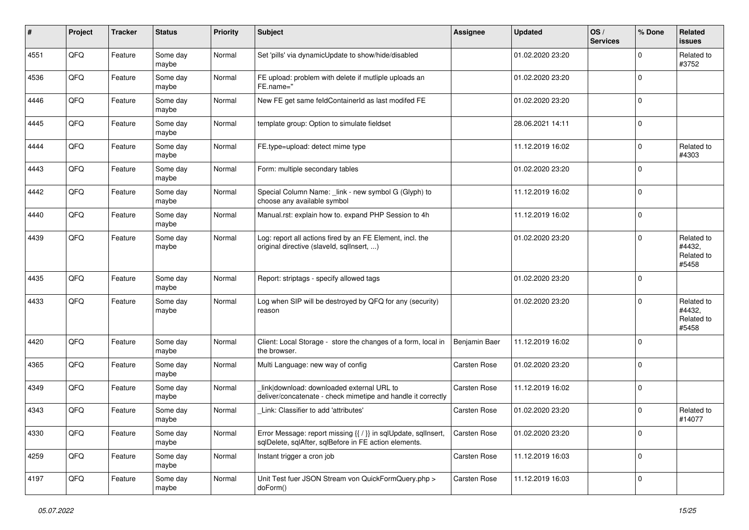| # | Project | Tracker | Status | Priority | Subject | Assignee | Updated | OS / Services | % Done | Related issues |
|---|---|---|---|---|---|---|---|---|---|---|
| 4551 | QFQ | Feature | Some day maybe | Normal | Set 'pills' via dynamicUpdate to show/hide/disabled | | 01.02.2020 23:20 | | 0 | Related to #3752 |
| 4536 | QFQ | Feature | Some day maybe | Normal | FE upload: problem with delete if mutliple uploads an FE.name=" | | 01.02.2020 23:20 | | 0 | |
| 4446 | QFQ | Feature | Some day maybe | Normal | New FE get same feldContainerId as last modifed FE | | 01.02.2020 23:20 | | 0 | |
| 4445 | QFQ | Feature | Some day maybe | Normal | template group: Option to simulate fieldset | | 28.06.2021 14:11 | | 0 | |
| 4444 | QFQ | Feature | Some day maybe | Normal | FE.type=upload: detect mime type | | 11.12.2019 16:02 | | 0 | Related to #4303 |
| 4443 | QFQ | Feature | Some day maybe | Normal | Form: multiple secondary tables | | 01.02.2020 23:20 | | 0 | |
| 4442 | QFQ | Feature | Some day maybe | Normal | Special Column Name: _link - new symbol G (Glyph) to choose any available symbol | | 11.12.2019 16:02 | | 0 | |
| 4440 | QFQ | Feature | Some day maybe | Normal | Manual.rst: explain how to. expand PHP Session to 4h | | 11.12.2019 16:02 | | 0 | |
| 4439 | QFQ | Feature | Some day maybe | Normal | Log: report all actions fired by an FE Element, incl. the original directive (slaveId, sqlInsert, ...) | | 01.02.2020 23:20 | | 0 | Related to #4432, Related to #5458 |
| 4435 | QFQ | Feature | Some day maybe | Normal | Report: striptags - specify allowed tags | | 01.02.2020 23:20 | | 0 | |
| 4433 | QFQ | Feature | Some day maybe | Normal | Log when SIP will be destroyed by QFQ for any (security) reason | | 01.02.2020 23:20 | | 0 | Related to #4432, Related to #5458 |
| 4420 | QFQ | Feature | Some day maybe | Normal | Client: Local Storage - store the changes of a form, local in the browser. | Benjamin Baer | 11.12.2019 16:02 | | 0 | |
| 4365 | QFQ | Feature | Some day maybe | Normal | Multi Language: new way of config | Carsten Rose | 01.02.2020 23:20 | | 0 | |
| 4349 | QFQ | Feature | Some day maybe | Normal | link\|download: downloaded external URL to deliver/concatenate - check mimetipe and handle it correctly | Carsten Rose | 11.12.2019 16:02 | | 0 | |
| 4343 | QFQ | Feature | Some day maybe | Normal | _Link: Classifier to add 'attributes' | Carsten Rose | 01.02.2020 23:20 | | 0 | Related to #14077 |
| 4330 | QFQ | Feature | Some day maybe | Normal | Error Message: report missing {{ / }} in sqlUpdate, sqlInsert, sqlDelete, sqlAfter, sqlBefore in FE action elements. | Carsten Rose | 01.02.2020 23:20 | | 0 | |
| 4259 | QFQ | Feature | Some day maybe | Normal | Instant trigger a cron job | Carsten Rose | 11.12.2019 16:03 | | 0 | |
| 4197 | QFQ | Feature | Some day maybe | Normal | Unit Test fuer JSON Stream von QuickFormQuery.php > doForm() | Carsten Rose | 11.12.2019 16:03 | | 0 | |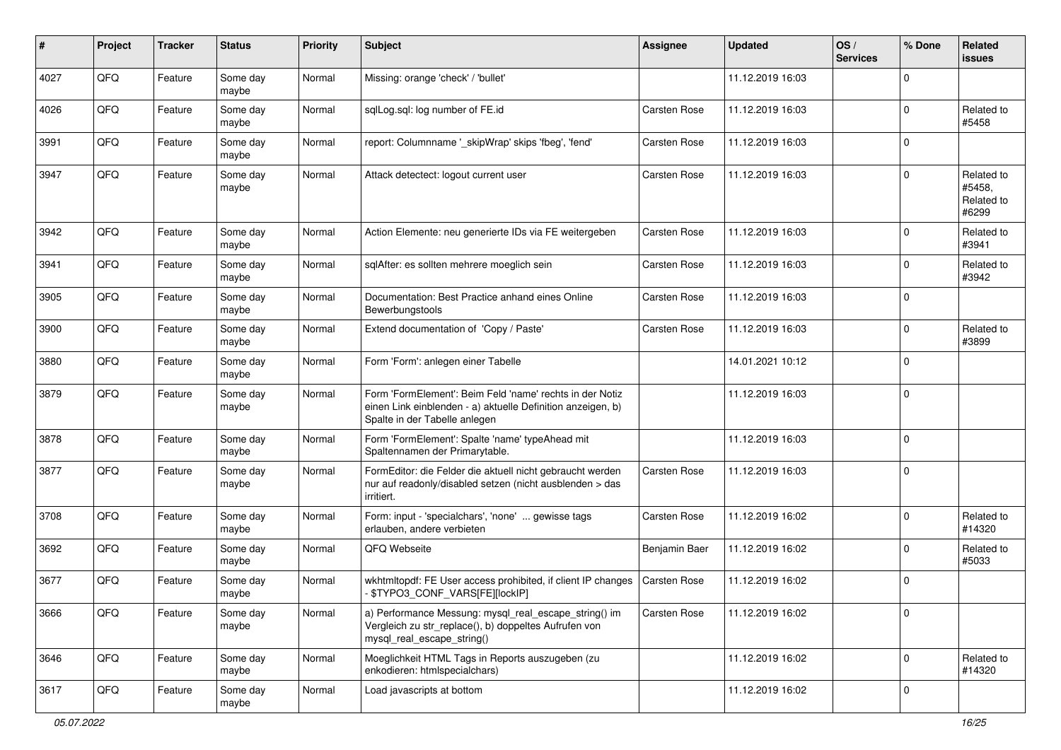| # | Project | Tracker | Status | Priority | Subject | Assignee | Updated | OS / Services | % Done | Related issues |
|---|---|---|---|---|---|---|---|---|---|---|
| 4027 | QFQ | Feature | Some day maybe | Normal | Missing: orange 'check' / 'bullet' | | 11.12.2019 16:03 | | 0 | |
| 4026 | QFQ | Feature | Some day maybe | Normal | sqlLog.sql: log number of FE.id | Carsten Rose | 11.12.2019 16:03 | | 0 | Related to #5458 |
| 3991 | QFQ | Feature | Some day maybe | Normal | report: Columnname '_skipWrap' skips 'fbeg', 'fend' | Carsten Rose | 11.12.2019 16:03 | | 0 | |
| 3947 | QFQ | Feature | Some day maybe | Normal | Attack detectect: logout current user | Carsten Rose | 11.12.2019 16:03 | | 0 | Related to #5458, Related to #6299 |
| 3942 | QFQ | Feature | Some day maybe | Normal | Action Elemente: neu generierte IDs via FE weitergeben | Carsten Rose | 11.12.2019 16:03 | | 0 | Related to #3941 |
| 3941 | QFQ | Feature | Some day maybe | Normal | sqlAfter: es sollten mehrere moeglich sein | Carsten Rose | 11.12.2019 16:03 | | 0 | Related to #3942 |
| 3905 | QFQ | Feature | Some day maybe | Normal | Documentation: Best Practice anhand eines Online Bewerbungstools | Carsten Rose | 11.12.2019 16:03 | | 0 | |
| 3900 | QFQ | Feature | Some day maybe | Normal | Extend documentation of 'Copy / Paste' | Carsten Rose | 11.12.2019 16:03 | | 0 | Related to #3899 |
| 3880 | QFQ | Feature | Some day maybe | Normal | Form 'Form': anlegen einer Tabelle | | 14.01.2021 10:12 | | 0 | |
| 3879 | QFQ | Feature | Some day maybe | Normal | Form 'FormElement': Beim Feld 'name' rechts in der Notiz einen Link einblenden - a) aktuelle Definition anzeigen, b) Spalte in der Tabelle anlegen | | 11.12.2019 16:03 | | 0 | |
| 3878 | QFQ | Feature | Some day maybe | Normal | Form 'FormElement': Spalte 'name' typeAhead mit Spaltennamen der Primarytable. | | 11.12.2019 16:03 | | 0 | |
| 3877 | QFQ | Feature | Some day maybe | Normal | FormEditor: die Felder die aktuell nicht gebraucht werden nur auf readonly/disabled setzen (nicht ausblenden > das irritiert. | Carsten Rose | 11.12.2019 16:03 | | 0 | |
| 3708 | QFQ | Feature | Some day maybe | Normal | Form: input - 'specialchars', 'none' ... gewisse tags erlauben, andere verbieten | Carsten Rose | 11.12.2019 16:02 | | 0 | Related to #14320 |
| 3692 | QFQ | Feature | Some day maybe | Normal | QFQ Webseite | Benjamin Baer | 11.12.2019 16:02 | | 0 | Related to #5033 |
| 3677 | QFQ | Feature | Some day maybe | Normal | wkhtmltopdf: FE User access prohibited, if client IP changes - $TYPO3_CONF_VARS[FE][lockIP] | Carsten Rose | 11.12.2019 16:02 | | 0 | |
| 3666 | QFQ | Feature | Some day maybe | Normal | a) Performance Messung: mysql_real_escape_string() im Vergleich zu str_replace(), b) doppeltes Aufrufen von mysql_real_escape_string() | Carsten Rose | 11.12.2019 16:02 | | 0 | |
| 3646 | QFQ | Feature | Some day maybe | Normal | Moeglichkeit HTML Tags in Reports auszugeben (zu enkodieren: htmlspecialchars) | | 11.12.2019 16:02 | | 0 | Related to #14320 |
| 3617 | QFQ | Feature | Some day maybe | Normal | Load javascripts at bottom | | 11.12.2019 16:02 | | 0 | |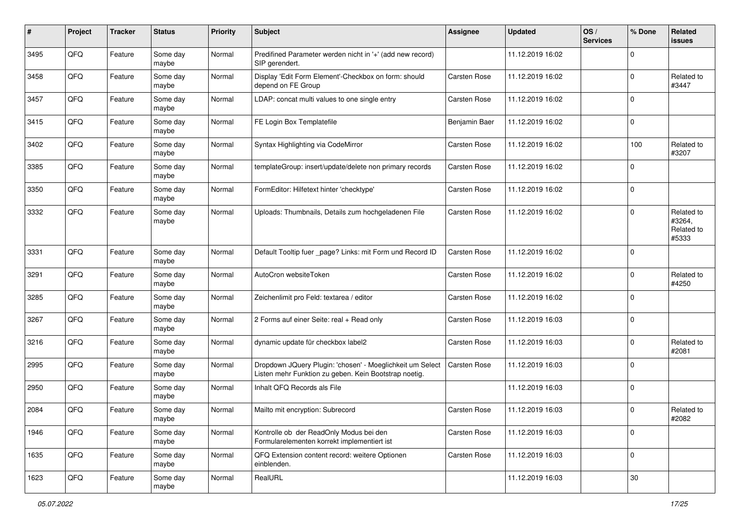| # | Project | Tracker | Status | Priority | Subject | Assignee | Updated | OS / Services | % Done | Related issues |
|---|---|---|---|---|---|---|---|---|---|---|
| 3495 | QFQ | Feature | Some day maybe | Normal | Predifined Parameter werden nicht in '+' (add new record) SIP gerendert. | | 11.12.2019 16:02 | | 0 | |
| 3458 | QFQ | Feature | Some day maybe | Normal | Display 'Edit Form Element'-Checkbox on form: should depend on FE Group | Carsten Rose | 11.12.2019 16:02 | | 0 | Related to #3447 |
| 3457 | QFQ | Feature | Some day maybe | Normal | LDAP: concat multi values to one single entry | Carsten Rose | 11.12.2019 16:02 | | 0 | |
| 3415 | QFQ | Feature | Some day maybe | Normal | FE Login Box Templatefile | Benjamin Baer | 11.12.2019 16:02 | | 0 | |
| 3402 | QFQ | Feature | Some day maybe | Normal | Syntax Highlighting via CodeMirror | Carsten Rose | 11.12.2019 16:02 | | 100 | Related to #3207 |
| 3385 | QFQ | Feature | Some day maybe | Normal | templateGroup: insert/update/delete non primary records | Carsten Rose | 11.12.2019 16:02 | | 0 | |
| 3350 | QFQ | Feature | Some day maybe | Normal | FormEditor: Hilfetext hinter 'checktype' | Carsten Rose | 11.12.2019 16:02 | | 0 | |
| 3332 | QFQ | Feature | Some day maybe | Normal | Uploads: Thumbnails, Details zum hochgeladenen File | Carsten Rose | 11.12.2019 16:02 | | 0 | Related to #3264, Related to #5333 |
| 3331 | QFQ | Feature | Some day maybe | Normal | Default Tooltip fuer _page? Links: mit Form und Record ID | Carsten Rose | 11.12.2019 16:02 | | 0 | |
| 3291 | QFQ | Feature | Some day maybe | Normal | AutoCron websiteToken | Carsten Rose | 11.12.2019 16:02 | | 0 | Related to #4250 |
| 3285 | QFQ | Feature | Some day maybe | Normal | Zeichenlimit pro Feld: textarea / editor | Carsten Rose | 11.12.2019 16:02 | | 0 | |
| 3267 | QFQ | Feature | Some day maybe | Normal | 2 Forms auf einer Seite: real + Read only | Carsten Rose | 11.12.2019 16:03 | | 0 | |
| 3216 | QFQ | Feature | Some day maybe | Normal | dynamic update für checkbox label2 | Carsten Rose | 11.12.2019 16:03 | | 0 | Related to #2081 |
| 2995 | QFQ | Feature | Some day maybe | Normal | Dropdown JQuery Plugin: 'chosen' - Moeglichkeit um Select Listen mehr Funktion zu geben. Kein Bootstrap noetig. | Carsten Rose | 11.12.2019 16:03 | | 0 | |
| 2950 | QFQ | Feature | Some day maybe | Normal | Inhalt QFQ Records als File | | 11.12.2019 16:03 | | 0 | |
| 2084 | QFQ | Feature | Some day maybe | Normal | Mailto mit encryption: Subrecord | Carsten Rose | 11.12.2019 16:03 | | 0 | Related to #2082 |
| 1946 | QFQ | Feature | Some day maybe | Normal | Kontrolle ob der ReadOnly Modus bei den Formularelementen korrekt implementiert ist | Carsten Rose | 11.12.2019 16:03 | | 0 | |
| 1635 | QFQ | Feature | Some day maybe | Normal | QFQ Extension content record: weitere Optionen einblenden. | Carsten Rose | 11.12.2019 16:03 | | 0 | |
| 1623 | QFQ | Feature | Some day maybe | Normal | RealURL | | 11.12.2019 16:03 | | 30 | |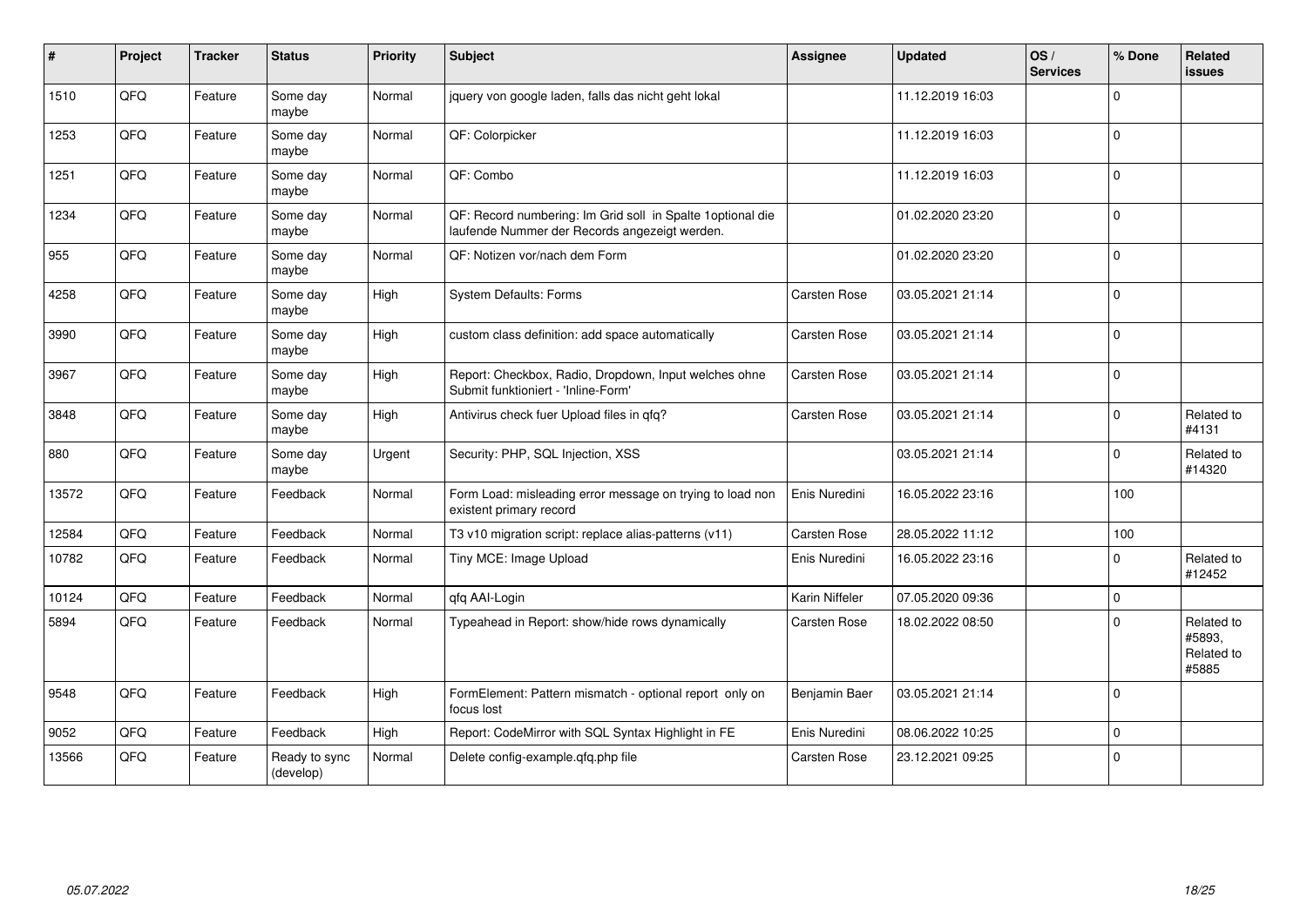| # | Project | Tracker | Status | Priority | Subject | Assignee | Updated | OS / Services | % Done | Related issues |
|---|---|---|---|---|---|---|---|---|---|---|
| 1510 | QFQ | Feature | Some day maybe | Normal | jquery von google laden, falls das nicht geht lokal | | 11.12.2019 16:03 | | 0 | |
| 1253 | QFQ | Feature | Some day maybe | Normal | QF: Colorpicker | | 11.12.2019 16:03 | | 0 | |
| 1251 | QFQ | Feature | Some day maybe | Normal | QF: Combo | | 11.12.2019 16:03 | | 0 | |
| 1234 | QFQ | Feature | Some day maybe | Normal | QF: Record numbering: Im Grid soll in Spalte 1optional die laufende Nummer der Records angezeigt werden. | | 01.02.2020 23:20 | | 0 | |
| 955 | QFQ | Feature | Some day maybe | Normal | QF: Notizen vor/nach dem Form | | 01.02.2020 23:20 | | 0 | |
| 4258 | QFQ | Feature | Some day maybe | High | System Defaults: Forms | Carsten Rose | 03.05.2021 21:14 | | 0 | |
| 3990 | QFQ | Feature | Some day maybe | High | custom class definition: add space automatically | Carsten Rose | 03.05.2021 21:14 | | 0 | |
| 3967 | QFQ | Feature | Some day maybe | High | Report: Checkbox, Radio, Dropdown, Input welches ohne Submit funktioniert - 'Inline-Form' | Carsten Rose | 03.05.2021 21:14 | | 0 | |
| 3848 | QFQ | Feature | Some day maybe | High | Antivirus check fuer Upload files in qfq? | Carsten Rose | 03.05.2021 21:14 | | 0 | Related to #4131 |
| 880 | QFQ | Feature | Some day maybe | Urgent | Security: PHP, SQL Injection, XSS | | 03.05.2021 21:14 | | 0 | Related to #14320 |
| 13572 | QFQ | Feature | Feedback | Normal | Form Load: misleading error message on trying to load non existent primary record | Enis Nuredini | 16.05.2022 23:16 | | 100 | |
| 12584 | QFQ | Feature | Feedback | Normal | T3 v10 migration script: replace alias-patterns (v11) | Carsten Rose | 28.05.2022 11:12 | | 100 | |
| 10782 | QFQ | Feature | Feedback | Normal | Tiny MCE: Image Upload | Enis Nuredini | 16.05.2022 23:16 | | 0 | Related to #12452 |
| 10124 | QFQ | Feature | Feedback | Normal | qfq AAI-Login | Karin Niffeler | 07.05.2020 09:36 | | 0 | |
| 5894 | QFQ | Feature | Feedback | Normal | Typeahead in Report: show/hide rows dynamically | Carsten Rose | 18.02.2022 08:50 | | 0 | Related to #5893, Related to #5885 |
| 9548 | QFQ | Feature | Feedback | High | FormElement: Pattern mismatch - optional report only on focus lost | Benjamin Baer | 03.05.2021 21:14 | | 0 | |
| 9052 | QFQ | Feature | Feedback | High | Report: CodeMirror with SQL Syntax Highlight in FE | Enis Nuredini | 08.06.2022 10:25 | | 0 | |
| 13566 | QFQ | Feature | Ready to sync (develop) | Normal | Delete config-example.qfq.php file | Carsten Rose | 23.12.2021 09:25 | | 0 | |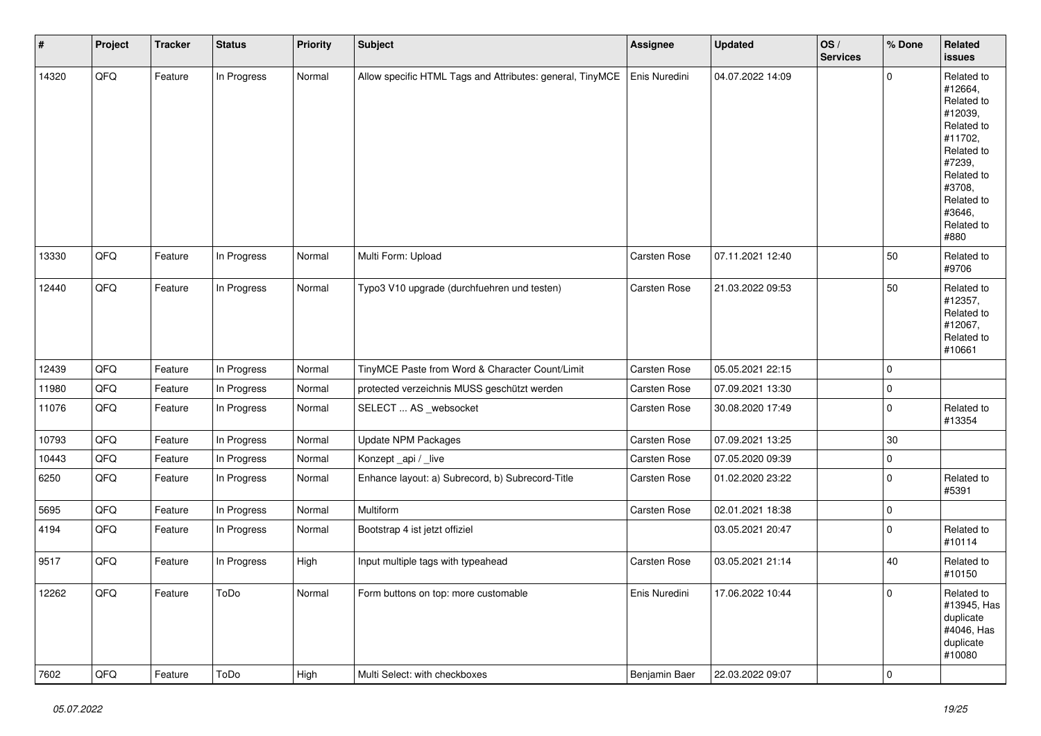| # | Project | Tracker | Status | Priority | Subject | Assignee | Updated | OS / Services | % Done | Related issues |
|---|---|---|---|---|---|---|---|---|---|---|
| 14320 | QFQ | Feature | In Progress | Normal | Allow specific HTML Tags and Attributes: general, TinyMCE | Enis Nuredini | 04.07.2022 14:09 | | 0 | Related to #12664, Related to #12039, Related to #11702, Related to #7239, Related to #3708, Related to #3646, Related to #880 |
| 13330 | QFQ | Feature | In Progress | Normal | Multi Form: Upload | Carsten Rose | 07.11.2021 12:40 | | 50 | Related to #9706 |
| 12440 | QFQ | Feature | In Progress | Normal | Typo3 V10 upgrade (durchfuehren und testen) | Carsten Rose | 21.03.2022 09:53 | | 50 | Related to #12357, Related to #12067, Related to #10661 |
| 12439 | QFQ | Feature | In Progress | Normal | TinyMCE Paste from Word & Character Count/Limit | Carsten Rose | 05.05.2021 22:15 | | 0 | |
| 11980 | QFQ | Feature | In Progress | Normal | protected verzeichnis MUSS geschützt werden | Carsten Rose | 07.09.2021 13:30 | | 0 | |
| 11076 | QFQ | Feature | In Progress | Normal | SELECT ... AS _websocket | Carsten Rose | 30.08.2020 17:49 | | 0 | Related to #13354 |
| 10793 | QFQ | Feature | In Progress | Normal | Update NPM Packages | Carsten Rose | 07.09.2021 13:25 | | 30 | |
| 10443 | QFQ | Feature | In Progress | Normal | Konzept _api / _live | Carsten Rose | 07.05.2020 09:39 | | 0 | |
| 6250 | QFQ | Feature | In Progress | Normal | Enhance layout: a) Subrecord, b) Subrecord-Title | Carsten Rose | 01.02.2020 23:22 | | 0 | Related to #5391 |
| 5695 | QFQ | Feature | In Progress | Normal | Multiform | Carsten Rose | 02.01.2021 18:38 | | 0 | |
| 4194 | QFQ | Feature | In Progress | Normal | Bootstrap 4 ist jetzt offiziel | | 03.05.2021 20:47 | | 0 | Related to #10114 |
| 9517 | QFQ | Feature | In Progress | High | Input multiple tags with typeahead | Carsten Rose | 03.05.2021 21:14 | | 40 | Related to #10150 |
| 12262 | QFQ | Feature | ToDo | Normal | Form buttons on top: more customable | Enis Nuredini | 17.06.2022 10:44 | | 0 | Related to #13945, Has duplicate #4046, Has duplicate #10080 |
| 7602 | QFQ | Feature | ToDo | High | Multi Select: with checkboxes | Benjamin Baer | 22.03.2022 09:07 | | 0 | |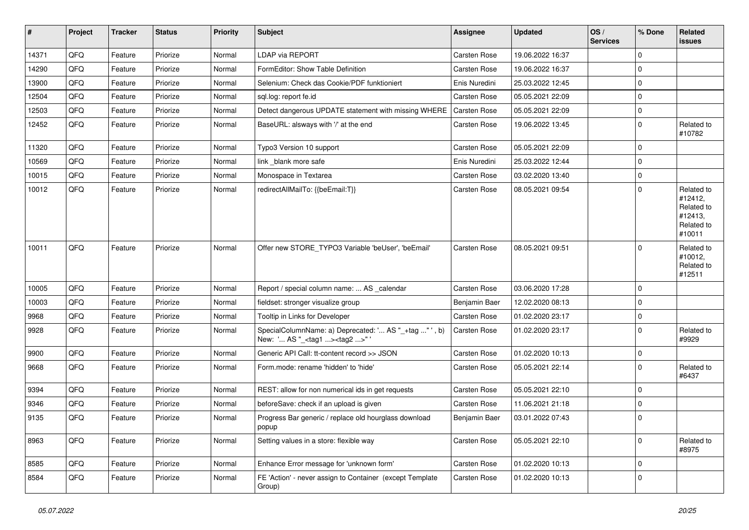| # | Project | Tracker | Status | Priority | Subject | Assignee | Updated | OS / Services | % Done | Related issues |
|---|---|---|---|---|---|---|---|---|---|---|
| 14371 | QFQ | Feature | Priorize | Normal | LDAP via REPORT | Carsten Rose | 19.06.2022 16:37 | | 0 | |
| 14290 | QFQ | Feature | Priorize | Normal | FormEditor: Show Table Definition | Carsten Rose | 19.06.2022 16:37 | | 0 | |
| 13900 | QFQ | Feature | Priorize | Normal | Selenium: Check das Cookie/PDF funktioniert | Enis Nuredini | 25.03.2022 12:45 | | 0 | |
| 12504 | QFQ | Feature | Priorize | Normal | sql.log: report fe.id | Carsten Rose | 05.05.2021 22:09 | | 0 | |
| 12503 | QFQ | Feature | Priorize | Normal | Detect dangerous UPDATE statement with missing WHERE | Carsten Rose | 05.05.2021 22:09 | | 0 | |
| 12452 | QFQ | Feature | Priorize | Normal | BaseURL: alsways with '/' at the end | Carsten Rose | 19.06.2022 13:45 | | 0 | Related to #10782 |
| 11320 | QFQ | Feature | Priorize | Normal | Typo3 Version 10 support | Carsten Rose | 05.05.2021 22:09 | | 0 | |
| 10569 | QFQ | Feature | Priorize | Normal | link _blank more safe | Enis Nuredini | 25.03.2022 12:44 | | 0 | |
| 10015 | QFQ | Feature | Priorize | Normal | Monospace in Textarea | Carsten Rose | 03.02.2020 13:40 | | 0 | |
| 10012 | QFQ | Feature | Priorize | Normal | redirectAllMailTo: {{beEmail:T}} | Carsten Rose | 08.05.2021 09:54 | | 0 | Related to #12412, Related to #12413, Related to #10011 |
| 10011 | QFQ | Feature | Priorize | Normal | Offer new STORE_TYPO3 Variable 'beUser', 'beEmail' | Carsten Rose | 08.05.2021 09:51 | | 0 | Related to #10012, Related to #12511 |
| 10005 | QFQ | Feature | Priorize | Normal | Report / special column name: ... AS _calendar | Carsten Rose | 03.06.2020 17:28 | | 0 | |
| 10003 | QFQ | Feature | Priorize | Normal | fieldset: stronger visualize group | Benjamin Baer | 12.02.2020 08:13 | | 0 | |
| 9968 | QFQ | Feature | Priorize | Normal | Tooltip in Links for Developer | Carsten Rose | 01.02.2020 23:17 | | 0 | |
| 9928 | QFQ | Feature | Priorize | Normal | SpecialColumnName: a) Deprecated: '... AS "_+tag ..." ', b) New: '... AS "_<tag1 ...><tag2 ...>" ' | Carsten Rose | 01.02.2020 23:17 | | 0 | Related to #9929 |
| 9900 | QFQ | Feature | Priorize | Normal | Generic API Call: tt-content record >> JSON | Carsten Rose | 01.02.2020 10:13 | | 0 | |
| 9668 | QFQ | Feature | Priorize | Normal | Form.mode: rename 'hidden' to 'hide' | Carsten Rose | 05.05.2021 22:14 | | 0 | Related to #6437 |
| 9394 | QFQ | Feature | Priorize | Normal | REST: allow for non numerical ids in get requests | Carsten Rose | 05.05.2021 22:10 | | 0 | |
| 9346 | QFQ | Feature | Priorize | Normal | beforeSave: check if an upload is given | Carsten Rose | 11.06.2021 21:18 | | 0 | |
| 9135 | QFQ | Feature | Priorize | Normal | Progress Bar generic / replace old hourglass download popup | Benjamin Baer | 03.01.2022 07:43 | | 0 | |
| 8963 | QFQ | Feature | Priorize | Normal | Setting values in a store: flexible way | Carsten Rose | 05.05.2021 22:10 | | 0 | Related to #8975 |
| 8585 | QFQ | Feature | Priorize | Normal | Enhance Error message for 'unknown form' | Carsten Rose | 01.02.2020 10:13 | | 0 | |
| 8584 | QFQ | Feature | Priorize | Normal | FE 'Action' - never assign to Container (except Template Group) | Carsten Rose | 01.02.2020 10:13 | | 0 | |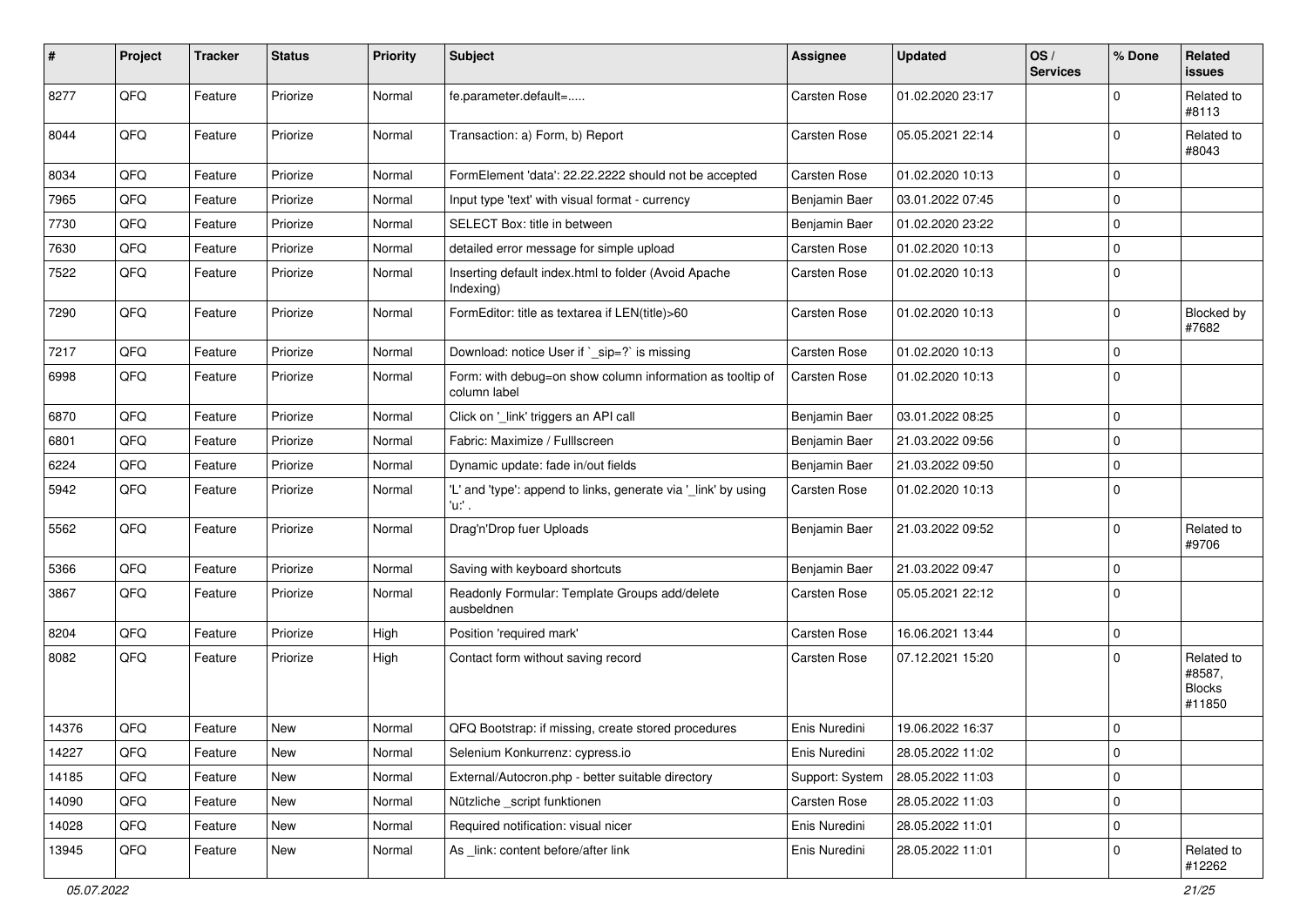| # | Project | Tracker | Status | Priority | Subject | Assignee | Updated | OS / Services | % Done | Related issues |
|---|---|---|---|---|---|---|---|---|---|---|
| 8277 | QFQ | Feature | Priorize | Normal | fe.parameter.default=..... | Carsten Rose | 01.02.2020 23:17 | | 0 | Related to #8113 |
| 8044 | QFQ | Feature | Priorize | Normal | Transaction: a) Form, b) Report | Carsten Rose | 05.05.2021 22:14 | | 0 | Related to #8043 |
| 8034 | QFQ | Feature | Priorize | Normal | FormElement 'data': 22.22.2222 should not be accepted | Carsten Rose | 01.02.2020 10:13 | | 0 | |
| 7965 | QFQ | Feature | Priorize | Normal | Input type 'text' with visual format - currency | Benjamin Baer | 03.01.2022 07:45 | | 0 | |
| 7730 | QFQ | Feature | Priorize | Normal | SELECT Box: title in between | Benjamin Baer | 01.02.2020 23:22 | | 0 | |
| 7630 | QFQ | Feature | Priorize | Normal | detailed error message for simple upload | Carsten Rose | 01.02.2020 10:13 | | 0 | |
| 7522 | QFQ | Feature | Priorize | Normal | Inserting default index.html to folder (Avoid Apache Indexing) | Carsten Rose | 01.02.2020 10:13 | | 0 | |
| 7290 | QFQ | Feature | Priorize | Normal | FormEditor: title as textarea if LEN(title)>60 | Carsten Rose | 01.02.2020 10:13 | | 0 | Blocked by #7682 |
| 7217 | QFQ | Feature | Priorize | Normal | Download: notice User if `_sip=?` is missing | Carsten Rose | 01.02.2020 10:13 | | 0 | |
| 6998 | QFQ | Feature | Priorize | Normal | Form: with debug=on show column information as tooltip of column label | Carsten Rose | 01.02.2020 10:13 | | 0 | |
| 6870 | QFQ | Feature | Priorize | Normal | Click on '_link' triggers an API call | Benjamin Baer | 03.01.2022 08:25 | | 0 | |
| 6801 | QFQ | Feature | Priorize | Normal | Fabric: Maximize / Fulllscreen | Benjamin Baer | 21.03.2022 09:56 | | 0 | |
| 6224 | QFQ | Feature | Priorize | Normal | Dynamic update: fade in/out fields | Benjamin Baer | 21.03.2022 09:50 | | 0 | |
| 5942 | QFQ | Feature | Priorize | Normal | 'L' and 'type': append to links, generate via '_link' by using 'u:' . | Carsten Rose | 01.02.2020 10:13 | | 0 | |
| 5562 | QFQ | Feature | Priorize | Normal | Drag'n'Drop fuer Uploads | Benjamin Baer | 21.03.2022 09:52 | | 0 | Related to #9706 |
| 5366 | QFQ | Feature | Priorize | Normal | Saving with keyboard shortcuts | Benjamin Baer | 21.03.2022 09:47 | | 0 | |
| 3867 | QFQ | Feature | Priorize | Normal | Readonly Formular: Template Groups add/delete ausbeldnen | Carsten Rose | 05.05.2021 22:12 | | 0 | |
| 8204 | QFQ | Feature | Priorize | High | Position 'required mark' | Carsten Rose | 16.06.2021 13:44 | | 0 | |
| 8082 | QFQ | Feature | Priorize | High | Contact form without saving record | Carsten Rose | 07.12.2021 15:20 | | 0 | Related to #8587, Blocks #11850 |
| 14376 | QFQ | Feature | New | Normal | QFQ Bootstrap: if missing, create stored procedures | Enis Nuredini | 19.06.2022 16:37 | | 0 | |
| 14227 | QFQ | Feature | New | Normal | Selenium Konkurrenz: cypress.io | Enis Nuredini | 28.05.2022 11:02 | | 0 | |
| 14185 | QFQ | Feature | New | Normal | External/Autocron.php - better suitable directory | Support: System | 28.05.2022 11:03 | | 0 | |
| 14090 | QFQ | Feature | New | Normal | Nützliche _script funktionen | Carsten Rose | 28.05.2022 11:03 | | 0 | |
| 14028 | QFQ | Feature | New | Normal | Required notification: visual nicer | Enis Nuredini | 28.05.2022 11:01 | | 0 | |
| 13945 | QFQ | Feature | New | Normal | As _link: content before/after link | Enis Nuredini | 28.05.2022 11:01 | | 0 | Related to #12262 |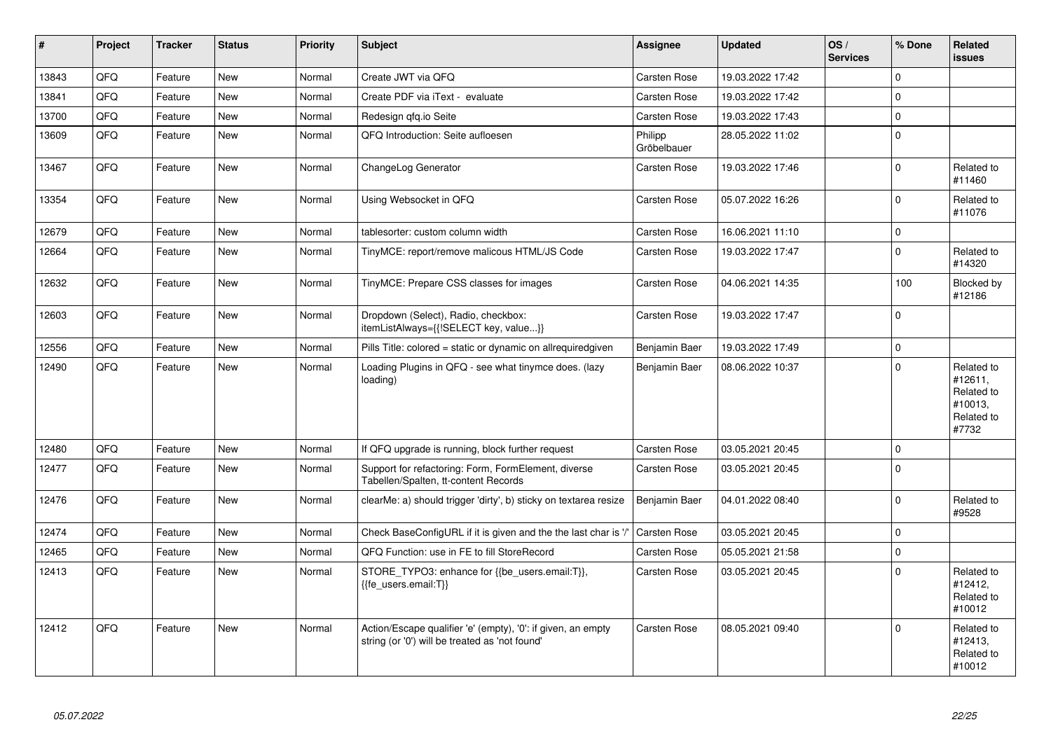| # | Project | Tracker | Status | Priority | Subject | Assignee | Updated | OS / Services | % Done | Related issues |
|---|---|---|---|---|---|---|---|---|---|---|
| 13843 | QFQ | Feature | New | Normal | Create JWT via QFQ | Carsten Rose | 19.03.2022 17:42 | | 0 | |
| 13841 | QFQ | Feature | New | Normal | Create PDF via iText - evaluate | Carsten Rose | 19.03.2022 17:42 | | 0 | |
| 13700 | QFQ | Feature | New | Normal | Redesign qfq.io Seite | Carsten Rose | 19.03.2022 17:43 | | 0 | |
| 13609 | QFQ | Feature | New | Normal | QFQ Introduction: Seite aufloesen | Philipp Gröbelbauer | 28.05.2022 11:02 | | 0 | |
| 13467 | QFQ | Feature | New | Normal | ChangeLog Generator | Carsten Rose | 19.03.2022 17:46 | | 0 | Related to #11460 |
| 13354 | QFQ | Feature | New | Normal | Using Websocket in QFQ | Carsten Rose | 05.07.2022 16:26 | | 0 | Related to #11076 |
| 12679 | QFQ | Feature | New | Normal | tablesorter: custom column width | Carsten Rose | 16.06.2021 11:10 | | 0 | |
| 12664 | QFQ | Feature | New | Normal | TinyMCE: report/remove malicous HTML/JS Code | Carsten Rose | 19.03.2022 17:47 | | 0 | Related to #14320 |
| 12632 | QFQ | Feature | New | Normal | TinyMCE: Prepare CSS classes for images | Carsten Rose | 04.06.2021 14:35 | | 100 | Blocked by #12186 |
| 12603 | QFQ | Feature | New | Normal | Dropdown (Select), Radio, checkbox: itemListAlways={{!SELECT key, value...}} | Carsten Rose | 19.03.2022 17:47 | | 0 | |
| 12556 | QFQ | Feature | New | Normal | Pills Title: colored = static or dynamic on allrequiredgiven | Benjamin Baer | 19.03.2022 17:49 | | 0 | |
| 12490 | QFQ | Feature | New | Normal | Loading Plugins in QFQ - see what tinymce does. (lazy loading) | Benjamin Baer | 08.06.2022 10:37 | | 0 | Related to #12611, Related to #10013, Related to #7732 |
| 12480 | QFQ | Feature | New | Normal | If QFQ upgrade is running, block further request | Carsten Rose | 03.05.2021 20:45 | | 0 | |
| 12477 | QFQ | Feature | New | Normal | Support for refactoring: Form, FormElement, diverse Tabellen/Spalten, tt-content Records | Carsten Rose | 03.05.2021 20:45 | | 0 | |
| 12476 | QFQ | Feature | New | Normal | clearMe: a) should trigger 'dirty', b) sticky on textarea resize | Benjamin Baer | 04.01.2022 08:40 | | 0 | Related to #9528 |
| 12474 | QFQ | Feature | New | Normal | Check BaseConfigURL if it is given and the the last char is '/' | Carsten Rose | 03.05.2021 20:45 | | 0 | |
| 12465 | QFQ | Feature | New | Normal | QFQ Function: use in FE to fill StoreRecord | Carsten Rose | 05.05.2021 21:58 | | 0 | |
| 12413 | QFQ | Feature | New | Normal | STORE_TYPO3: enhance for {{be_users.email:T}}, {{fe_users.email:T}} | Carsten Rose | 03.05.2021 20:45 | | 0 | Related to #12412, Related to #10012 |
| 12412 | QFQ | Feature | New | Normal | Action/Escape qualifier 'e' (empty), '0': if given, an empty string (or '0') will be treated as 'not found' | Carsten Rose | 08.05.2021 09:40 | | 0 | Related to #12413, Related to #10012 |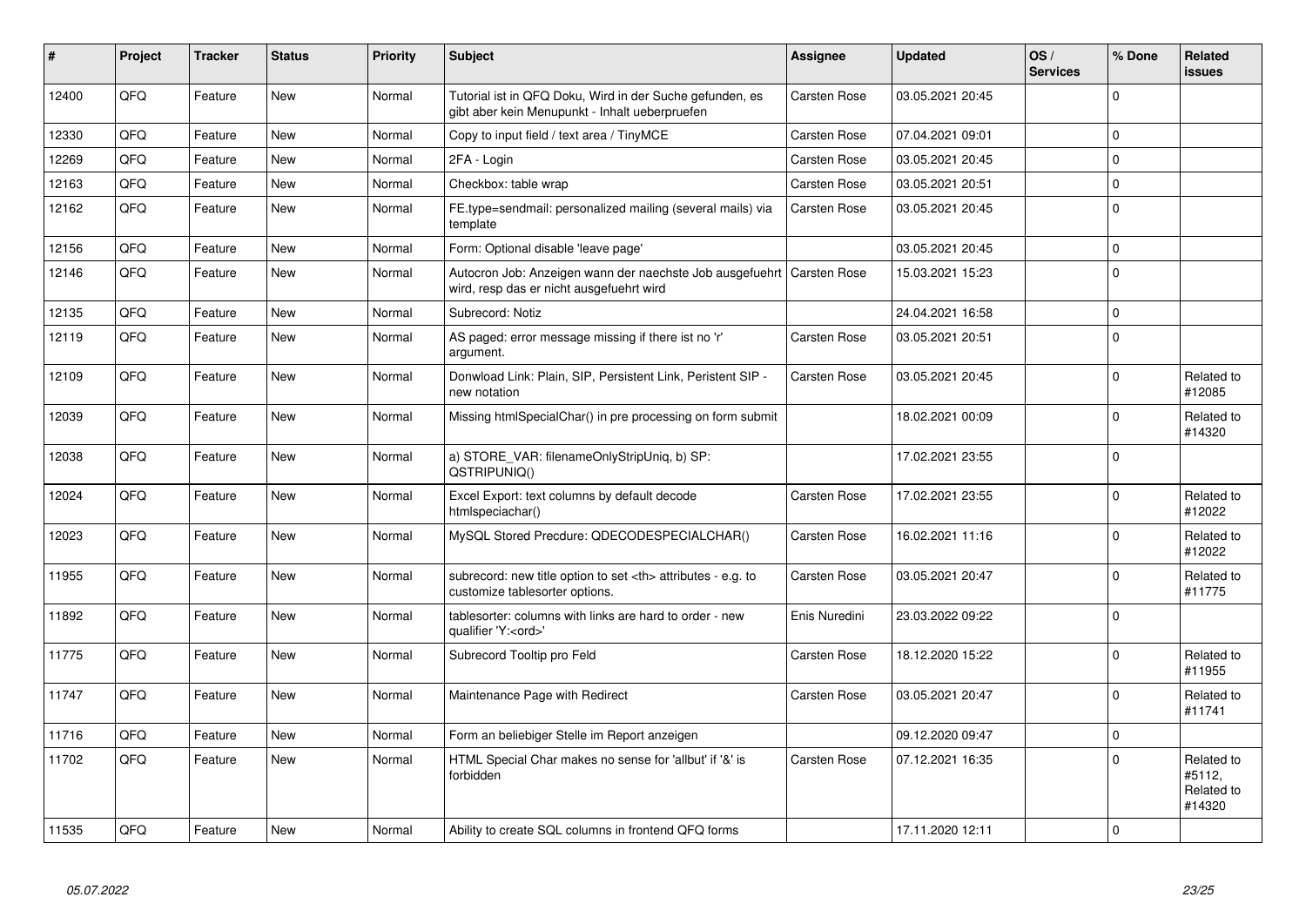| # | Project | Tracker | Status | Priority | Subject | Assignee | Updated | OS / Services | % Done | Related issues |
|---|---|---|---|---|---|---|---|---|---|---|
| 12400 | QFQ | Feature | New | Normal | Tutorial ist in QFQ Doku, Wird in der Suche gefunden, es gibt aber kein Menupunkt - Inhalt ueberpruefen | Carsten Rose | 03.05.2021 20:45 | | 0 | |
| 12330 | QFQ | Feature | New | Normal | Copy to input field / text area / TinyMCE | Carsten Rose | 07.04.2021 09:01 | | 0 | |
| 12269 | QFQ | Feature | New | Normal | 2FA - Login | Carsten Rose | 03.05.2021 20:45 | | 0 | |
| 12163 | QFQ | Feature | New | Normal | Checkbox: table wrap | Carsten Rose | 03.05.2021 20:51 | | 0 | |
| 12162 | QFQ | Feature | New | Normal | FE.type=sendmail: personalized mailing (several mails) via template | Carsten Rose | 03.05.2021 20:45 | | 0 | |
| 12156 | QFQ | Feature | New | Normal | Form: Optional disable 'leave page' | | 03.05.2021 20:45 | | 0 | |
| 12146 | QFQ | Feature | New | Normal | Autocron Job: Anzeigen wann der naechste Job ausgefuehrt wird, resp das er nicht ausgefuehrt wird | Carsten Rose | 15.03.2021 15:23 | | 0 | |
| 12135 | QFQ | Feature | New | Normal | Subrecord: Notiz | | 24.04.2021 16:58 | | 0 | |
| 12119 | QFQ | Feature | New | Normal | AS paged: error message missing if there ist no 'r' argument. | Carsten Rose | 03.05.2021 20:51 | | 0 | |
| 12109 | QFQ | Feature | New | Normal | Donwload Link: Plain, SIP, Persistent Link, Peristent SIP - new notation | Carsten Rose | 03.05.2021 20:45 | | 0 | Related to #12085 |
| 12039 | QFQ | Feature | New | Normal | Missing htmlSpecialChar() in pre processing on form submit | | 18.02.2021 00:09 | | 0 | Related to #14320 |
| 12038 | QFQ | Feature | New | Normal | a) STORE_VAR: filenameOnlyStripUniq, b) SP: QSTRIPUNIQ() | | 17.02.2021 23:55 | | 0 | |
| 12024 | QFQ | Feature | New | Normal | Excel Export: text columns by default decode htmlspeciachar() | Carsten Rose | 17.02.2021 23:55 | | 0 | Related to #12022 |
| 12023 | QFQ | Feature | New | Normal | MySQL Stored Precdure: QDECODESPECIALCHAR() | Carsten Rose | 16.02.2021 11:16 | | 0 | Related to #12022 |
| 11955 | QFQ | Feature | New | Normal | subrecord: new title option to set <th> attributes - e.g. to customize tablesorter options. | Carsten Rose | 03.05.2021 20:47 | | 0 | Related to #11775 |
| 11892 | QFQ | Feature | New | Normal | tablesorter: columns with links are hard to order - new qualifier 'Y:<ord>' | Enis Nuredini | 23.03.2022 09:22 | | 0 | |
| 11775 | QFQ | Feature | New | Normal | Subrecord Tooltip pro Feld | Carsten Rose | 18.12.2020 15:22 | | 0 | Related to #11955 |
| 11747 | QFQ | Feature | New | Normal | Maintenance Page with Redirect | Carsten Rose | 03.05.2021 20:47 | | 0 | Related to #11741 |
| 11716 | QFQ | Feature | New | Normal | Form an beliebiger Stelle im Report anzeigen | | 09.12.2020 09:47 | | 0 | |
| 11702 | QFQ | Feature | New | Normal | HTML Special Char makes no sense for 'allbut' if '&' is forbidden | Carsten Rose | 07.12.2021 16:35 | | 0 | Related to #5112, Related to #14320 |
| 11535 | QFQ | Feature | New | Normal | Ability to create SQL columns in frontend QFQ forms | | 17.11.2020 12:11 | | 0 | |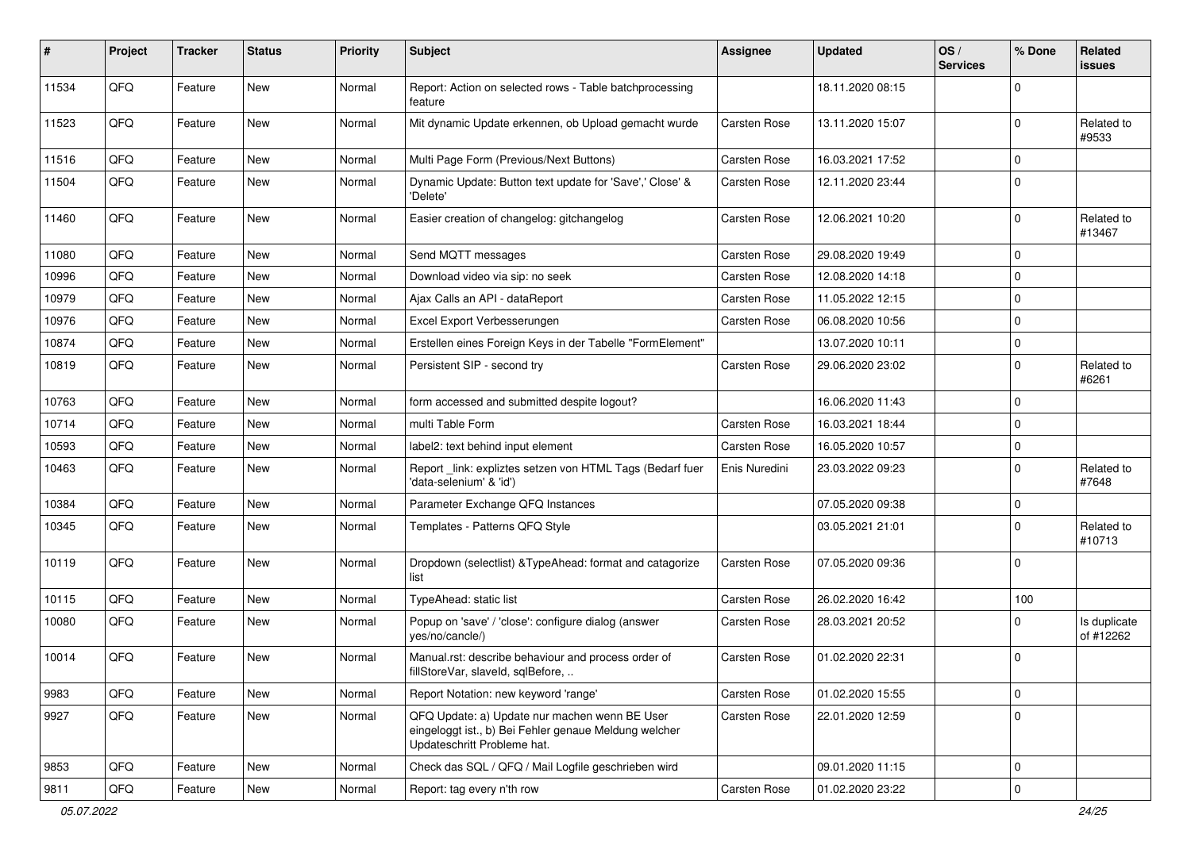| # | Project | Tracker | Status | Priority | Subject | Assignee | Updated | OS / Services | % Done | Related issues |
|---|---|---|---|---|---|---|---|---|---|---|
| 11534 | QFQ | Feature | New | Normal | Report: Action on selected rows - Table batchprocessing feature | | 18.11.2020 08:15 | | 0 | |
| 11523 | QFQ | Feature | New | Normal | Mit dynamic Update erkennen, ob Upload gemacht wurde | Carsten Rose | 13.11.2020 15:07 | | 0 | Related to #9533 |
| 11516 | QFQ | Feature | New | Normal | Multi Page Form (Previous/Next Buttons) | Carsten Rose | 16.03.2021 17:52 | | 0 | |
| 11504 | QFQ | Feature | New | Normal | Dynamic Update: Button text update for 'Save',' Close' & 'Delete' | Carsten Rose | 12.11.2020 23:44 | | 0 | |
| 11460 | QFQ | Feature | New | Normal | Easier creation of changelog: gitchangelog | Carsten Rose | 12.06.2021 10:20 | | 0 | Related to #13467 |
| 11080 | QFQ | Feature | New | Normal | Send MQTT messages | Carsten Rose | 29.08.2020 19:49 | | 0 | |
| 10996 | QFQ | Feature | New | Normal | Download video via sip: no seek | Carsten Rose | 12.08.2020 14:18 | | 0 | |
| 10979 | QFQ | Feature | New | Normal | Ajax Calls an API - dataReport | Carsten Rose | 11.05.2022 12:15 | | 0 | |
| 10976 | QFQ | Feature | New | Normal | Excel Export Verbesserungen | Carsten Rose | 06.08.2020 10:56 | | 0 | |
| 10874 | QFQ | Feature | New | Normal | Erstellen eines Foreign Keys in der Tabelle "FormElement" | | 13.07.2020 10:11 | | 0 | |
| 10819 | QFQ | Feature | New | Normal | Persistent SIP - second try | Carsten Rose | 29.06.2020 23:02 | | 0 | Related to #6261 |
| 10763 | QFQ | Feature | New | Normal | form accessed and submitted despite logout? | | 16.06.2020 11:43 | | 0 | |
| 10714 | QFQ | Feature | New | Normal | multi Table Form | Carsten Rose | 16.03.2021 18:44 | | 0 | |
| 10593 | QFQ | Feature | New | Normal | label2: text behind input element | Carsten Rose | 16.05.2020 10:57 | | 0 | |
| 10463 | QFQ | Feature | New | Normal | Report _link: expliztes setzen von HTML Tags (Bedarf fuer 'data-selenium' & 'id') | Enis Nuredini | 23.03.2022 09:23 | | 0 | Related to #7648 |
| 10384 | QFQ | Feature | New | Normal | Parameter Exchange QFQ Instances | | 07.05.2020 09:38 | | 0 | |
| 10345 | QFQ | Feature | New | Normal | Templates - Patterns QFQ Style | | 03.05.2021 21:01 | | 0 | Related to #10713 |
| 10119 | QFQ | Feature | New | Normal | Dropdown (selectlist) &TypeAhead: format and catagorize list | Carsten Rose | 07.05.2020 09:36 | | 0 | |
| 10115 | QFQ | Feature | New | Normal | TypeAhead: static list | Carsten Rose | 26.02.2020 16:42 | | 100 | |
| 10080 | QFQ | Feature | New | Normal | Popup on 'save' / 'close': configure dialog (answer yes/no/cancle/) | Carsten Rose | 28.03.2021 20:52 | | 0 | Is duplicate of #12262 |
| 10014 | QFQ | Feature | New | Normal | Manual.rst: describe behaviour and process order of fillStoreVar, slaveId, sqlBefore, .. | Carsten Rose | 01.02.2020 22:31 | | 0 | |
| 9983 | QFQ | Feature | New | Normal | Report Notation: new keyword 'range' | Carsten Rose | 01.02.2020 15:55 | | 0 | |
| 9927 | QFQ | Feature | New | Normal | QFQ Update: a) Update nur machen wenn BE User eingeloggt ist., b) Bei Fehler genaue Meldung welcher Updateschritt Probleme hat. | Carsten Rose | 22.01.2020 12:59 | | 0 | |
| 9853 | QFQ | Feature | New | Normal | Check das SQL / QFQ / Mail Logfile geschrieben wird | | 09.01.2020 11:15 | | 0 | |
| 9811 | QFQ | Feature | New | Normal | Report: tag every n'th row | Carsten Rose | 01.02.2020 23:22 | | 0 | |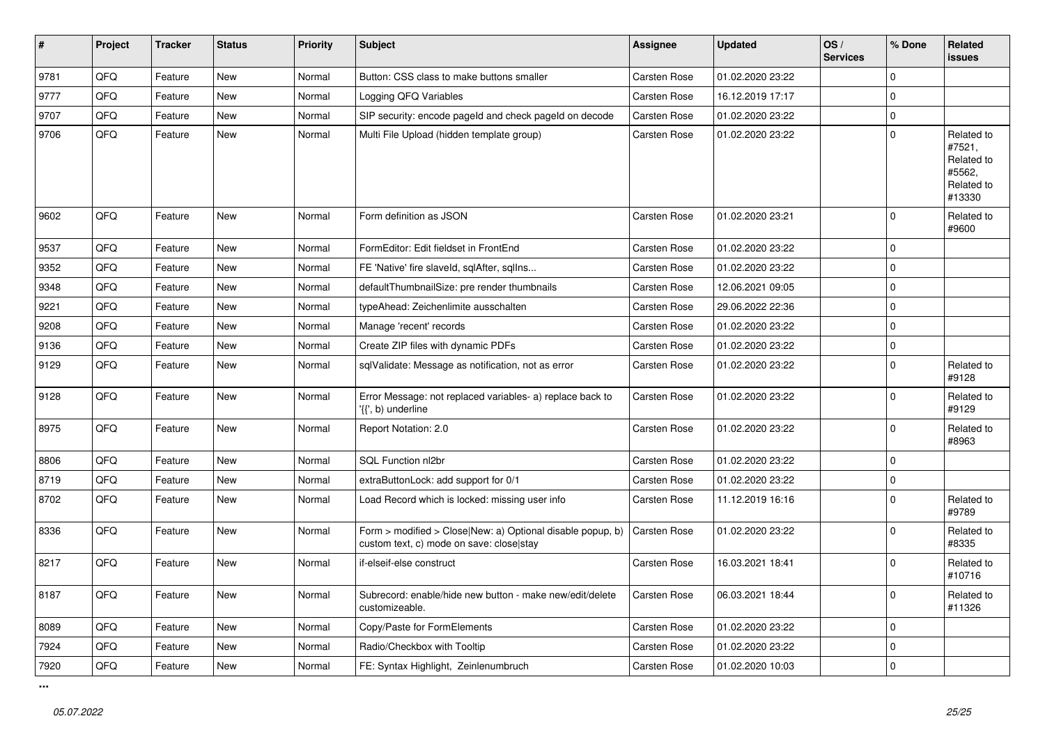| # | Project | Tracker | Status | Priority | Subject | Assignee | Updated | OS / Services | % Done | Related issues |
|---|---|---|---|---|---|---|---|---|---|---|
| 9781 | QFQ | Feature | New | Normal | Button: CSS class to make buttons smaller | Carsten Rose | 01.02.2020 23:22 | | 0 | |
| 9777 | QFQ | Feature | New | Normal | Logging QFQ Variables | Carsten Rose | 16.12.2019 17:17 | | 0 | |
| 9707 | QFQ | Feature | New | Normal | SIP security: encode pageId and check pageId on decode | Carsten Rose | 01.02.2020 23:22 | | 0 | |
| 9706 | QFQ | Feature | New | Normal | Multi File Upload (hidden template group) | Carsten Rose | 01.02.2020 23:22 | | 0 | Related to #7521, Related to #5562, Related to #13330 |
| 9602 | QFQ | Feature | New | Normal | Form definition as JSON | Carsten Rose | 01.02.2020 23:21 | | 0 | Related to #9600 |
| 9537 | QFQ | Feature | New | Normal | FormEditor: Edit fieldset in FrontEnd | Carsten Rose | 01.02.2020 23:22 | | 0 | |
| 9352 | QFQ | Feature | New | Normal | FE 'Native' fire slaveId, sqlAfter, sqlIns... | Carsten Rose | 01.02.2020 23:22 | | 0 | |
| 9348 | QFQ | Feature | New | Normal | defaultThumbnailSize: pre render thumbnails | Carsten Rose | 12.06.2021 09:05 | | 0 | |
| 9221 | QFQ | Feature | New | Normal | typeAhead: Zeichenlimite ausschalten | Carsten Rose | 29.06.2022 22:36 | | 0 | |
| 9208 | QFQ | Feature | New | Normal | Manage 'recent' records | Carsten Rose | 01.02.2020 23:22 | | 0 | |
| 9136 | QFQ | Feature | New | Normal | Create ZIP files with dynamic PDFs | Carsten Rose | 01.02.2020 23:22 | | 0 | |
| 9129 | QFQ | Feature | New | Normal | sqlValidate: Message as notification, not as error | Carsten Rose | 01.02.2020 23:22 | | 0 | Related to #9128 |
| 9128 | QFQ | Feature | New | Normal | Error Message: not replaced variables- a) replace back to '{{', b) underline | Carsten Rose | 01.02.2020 23:22 | | 0 | Related to #9129 |
| 8975 | QFQ | Feature | New | Normal | Report Notation: 2.0 | Carsten Rose | 01.02.2020 23:22 | | 0 | Related to #8963 |
| 8806 | QFQ | Feature | New | Normal | SQL Function nl2br | Carsten Rose | 01.02.2020 23:22 | | 0 | |
| 8719 | QFQ | Feature | New | Normal | extraButtonLock: add support for 0/1 | Carsten Rose | 01.02.2020 23:22 | | 0 | |
| 8702 | QFQ | Feature | New | Normal | Load Record which is locked: missing user info | Carsten Rose | 11.12.2019 16:16 | | 0 | Related to #9789 |
| 8336 | QFQ | Feature | New | Normal | Form > modified > Close\|New: a) Optional disable popup, b) custom text, c) mode on save: close\|stay | Carsten Rose | 01.02.2020 23:22 | | 0 | Related to #8335 |
| 8217 | QFQ | Feature | New | Normal | if-elseif-else construct | Carsten Rose | 16.03.2021 18:41 | | 0 | Related to #10716 |
| 8187 | QFQ | Feature | New | Normal | Subrecord: enable/hide new button - make new/edit/delete customizeable. | Carsten Rose | 06.03.2021 18:44 | | 0 | Related to #11326 |
| 8089 | QFQ | Feature | New | Normal | Copy/Paste for FormElements | Carsten Rose | 01.02.2020 23:22 | | 0 | |
| 7924 | QFQ | Feature | New | Normal | Radio/Checkbox with Tooltip | Carsten Rose | 01.02.2020 23:22 | | 0 | |
| 7920 | QFQ | Feature | New | Normal | FE: Syntax Highlight, Zeilenumbruch | Carsten Rose | 01.02.2020 10:03 | | 0 | |

...